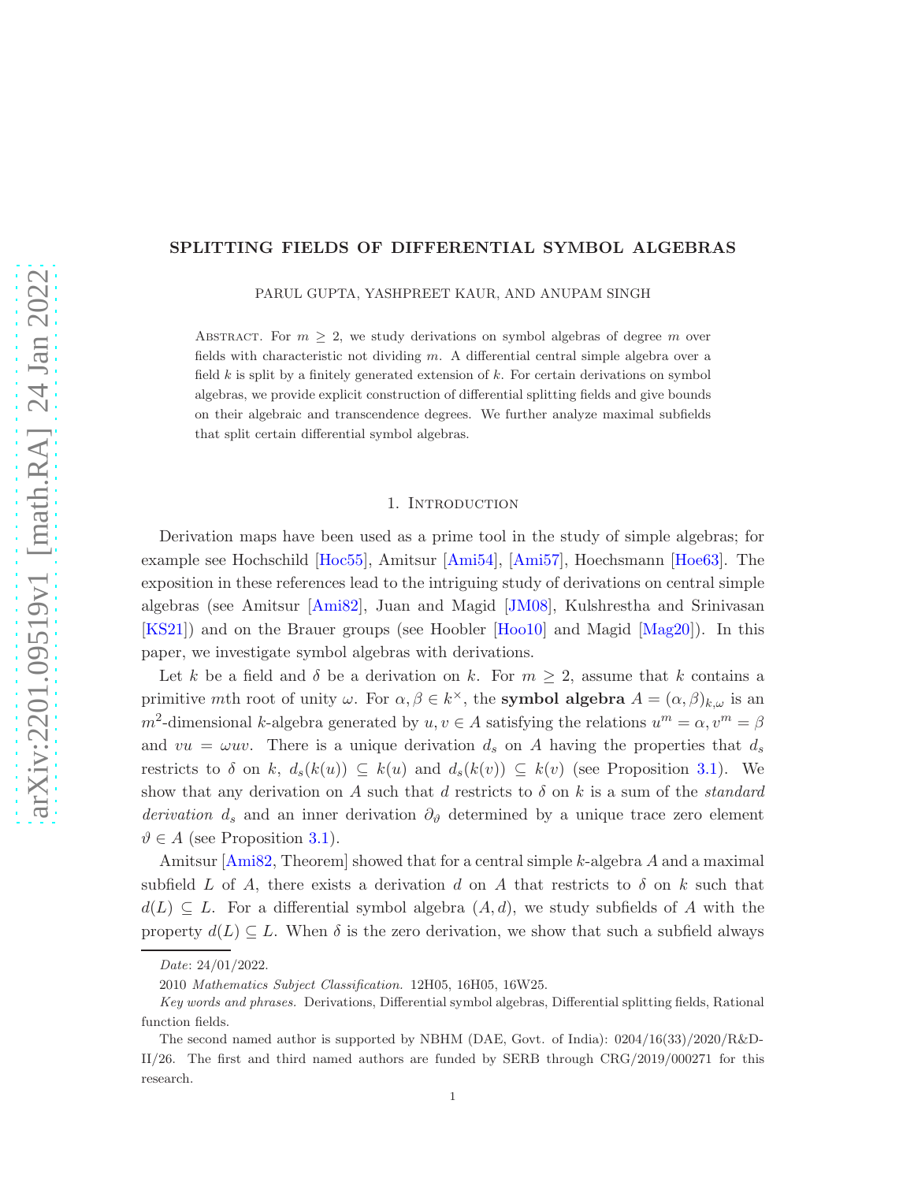# SPLITTING FIELDS OF DIFFERENTIAL SYMBOL ALGEBRAS

PARUL GUPTA, YASHPREET KAUR, AND ANUPAM SINGH

Abstract. For $m \geq 2$, we study derivations on symbol algebras of degree $m$ over fields with characteristic not dividing $m$. A differential central simple algebra over a field $k$ is split by a finitely generated extension of $k$. For certain derivations on symbol algebras, we provide explicit construction of differential splitting fields and give bounds on their algebraic and transcendence degrees. We further analyze maximal subfields that split certain differential symbol algebras.

## 1. Introduction

Derivation maps have been used as a prime tool in the study of simple algebras; for example see Hochschild [Hoc55], Amitsur [Ami54], [Ami57], Hoechsmann [Hoe63]. The exposition in these references lead to the intriguing study of derivations on central simple algebras (see Amitsur [Ami82], Juan and Magid [JM08], Kulshrestha and Srinivasan [KS21]) and on the Brauer groups (see Hoobler [Hoo10] and Magid [Mag20]). In this paper, we investigate symbol algebras with derivations.

Let $k$ be a field and $\delta$ be a derivation on $k$. For $m \geq 2$, assume that $k$ contains a primitive $m$th root of unity $\omega$. For $\alpha, \beta \in k^{\times}$, the **symbol algebra** $A = (\alpha, \beta)_{k,\omega}$ is an $m^2$-dimensional $k$-algebra generated by $u, v \in A$ satisfying the relations $u^m = \alpha, v^m = \beta$ and $vu = \omega uv$. There is a unique derivation $d_s$ on $A$ having the properties that $d_s$ restricts to $\delta$ on $k$, $d_s(k(u)) \subseteq k(u)$ and $d_s(k(v)) \subseteq k(v)$ (see Proposition 3.1). We show that any derivation on $A$ such that $d$ restricts to $\delta$ on $k$ is a sum of the *standard derivation* $d_s$ and an inner derivation $\partial_{\vartheta}$ determined by a unique trace zero element $\vartheta \in A$ (see Proposition 3.1).

Amitsur [Ami82, Theorem] showed that for a central simple $k$-algebra $A$ and a maximal subfield $L$ of $A$, there exists a derivation $d$ on $A$ that restricts to $\delta$ on $k$ such that $d(L) \subseteq L$. For a differential symbol algebra $(A, d)$, we study subfields of $A$ with the property $d(L) \subseteq L$. When $\delta$ is the zero derivation, we show that such a subfield always

*Date*: 24/01/2022.

2010 *Mathematics Subject Classification.* 12H05, 16H05, 16W25.

*Key words and phrases.* Derivations, Differential symbol algebras, Differential splitting fields, Rational function fields.

The second named author is supported by NBHM (DAE, Govt. of India): 0204/16(33)/2020/R&D-II/26. The first and third named authors are funded by SERB through CRG/2019/000271 for this research.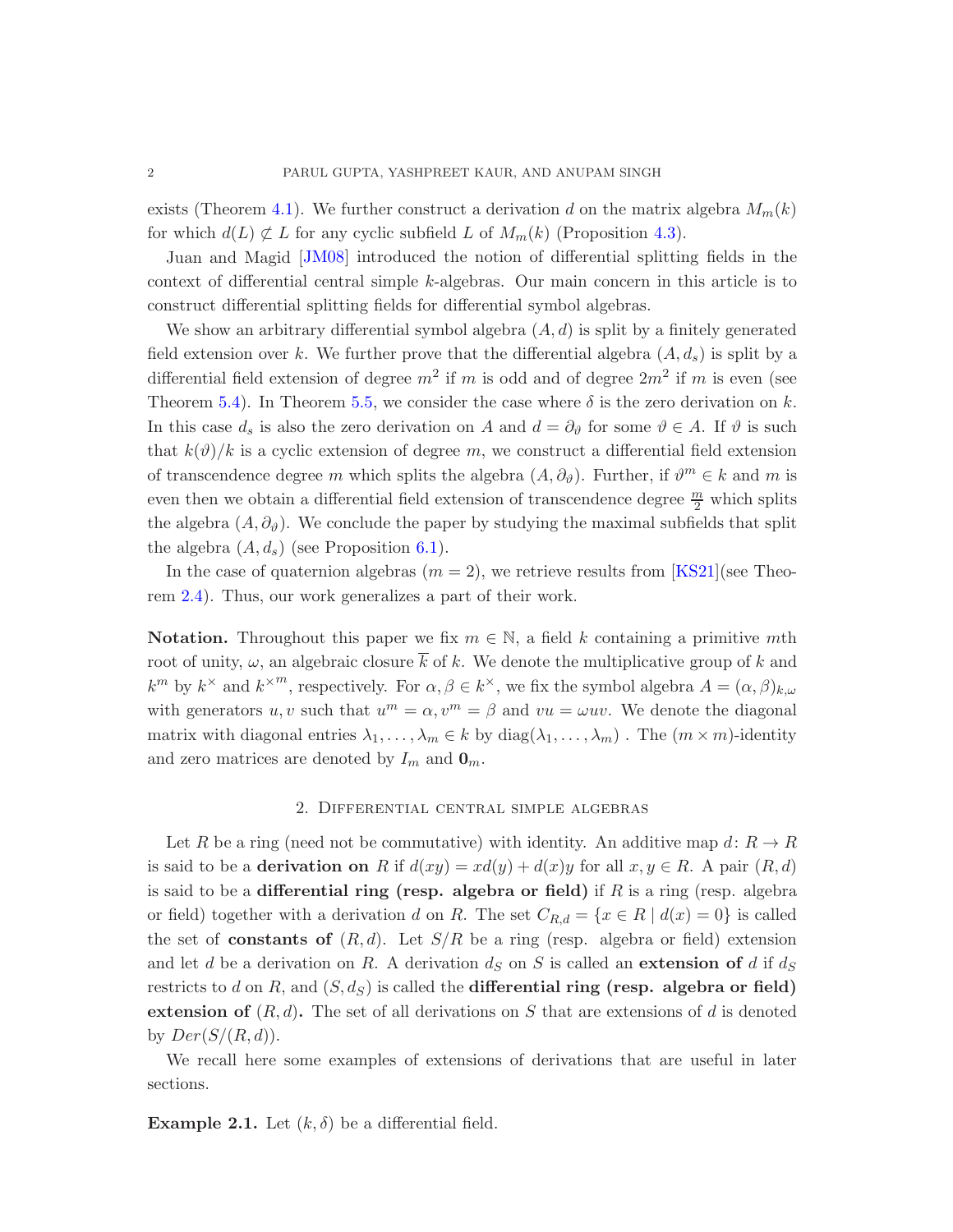exists (Theorem 4.1). We further construct a derivation $d$ on the matrix algebra $M_m(k)$ for which $d(L) \not\subset L$ for any cyclic subfield $L$ of $M_m(k)$ (Proposition 4.3).

Juan and Magid [JM08] introduced the notion of differential splitting fields in the context of differential central simple $k$-algebras. Our main concern in this article is to construct differential splitting fields for differential symbol algebras.

We show an arbitrary differential symbol algebra $(A, d)$ is split by a finitely generated field extension over $k$. We further prove that the differential algebra $(A, d_s)$ is split by a differential field extension of degree $m^2$ if $m$ is odd and of degree $2m^2$ if $m$ is even (see Theorem 5.4). In Theorem 5.5, we consider the case where $\delta$ is the zero derivation on $k$. In this case $d_s$ is also the zero derivation on $A$ and $d = \partial_\vartheta$ for some $\vartheta \in A$. If $\vartheta$ is such that $k(\vartheta)/k$ is a cyclic extension of degree $m$, we construct a differential field extension of transcendence degree $m$ which splits the algebra $(A, \partial_\vartheta)$. Further, if $\vartheta^m \in k$ and $m$ is even then we obtain a differential field extension of transcendence degree $\frac{m}{2}$ which splits the algebra $(A, \partial_\vartheta)$. We conclude the paper by studying the maximal subfields that split the algebra $(A, d_s)$ (see Proposition 6.1).

In the case of quaternion algebras ($m = 2$), we retrieve results from [KS21](see Theorem 2.4). Thus, our work generalizes a part of their work.

**Notation.** Throughout this paper we fix $m \in \mathbb{N}$, a field $k$ containing a primitive $m$th root of unity, $\omega$, an algebraic closure $\overline{k}$ of $k$. We denote the multiplicative group of $k$ and $k^m$ by $k^\times$ and $k^{\times m}$, respectively. For $\alpha, \beta \in k^\times$, we fix the symbol algebra $A = (\alpha, \beta)_{k,\omega}$ with generators $u, v$ such that $u^m = \alpha, v^m = \beta$ and $vu = \omega uv$. We denote the diagonal matrix with diagonal entries $\lambda_1, \dots, \lambda_m \in k$ by $\mathrm{diag}(\lambda_1, \dots, \lambda_m)$ . The $(m \times m)$-identity and zero matrices are denoted by $I_m$ and $\mathbf{0}_m$.

## 2. Differential central simple algebras

Let $R$ be a ring (need not be commutative) with identity. An additive map $d\colon R \to R$ is said to be a **derivation on** $R$ if $d(xy) = xd(y) + d(x)y$ for all $x, y \in R$. A pair $(R, d)$ is said to be a **differential ring (resp. algebra or field)** if $R$ is a ring (resp. algebra or field) together with a derivation $d$ on $R$. The set $C_{R,d} = \{x \in R \mid d(x) = 0\}$ is called the set of **constants of** $(R, d)$. Let $S/R$ be a ring (resp. algebra or field) extension and let $d$ be a derivation on $R$. A derivation $d_S$ on $S$ is called an **extension of** $d$ if $d_S$ restricts to $d$ on $R$, and $(S, d_S)$ is called the **differential ring (resp. algebra or field) extension of** $(R, d)$**.** The set of all derivations on $S$ that are extensions of $d$ is denoted by $Der(S/(R, d))$.

We recall here some examples of extensions of derivations that are useful in later sections.

**Example 2.1.** Let $(k, \delta)$ be a differential field.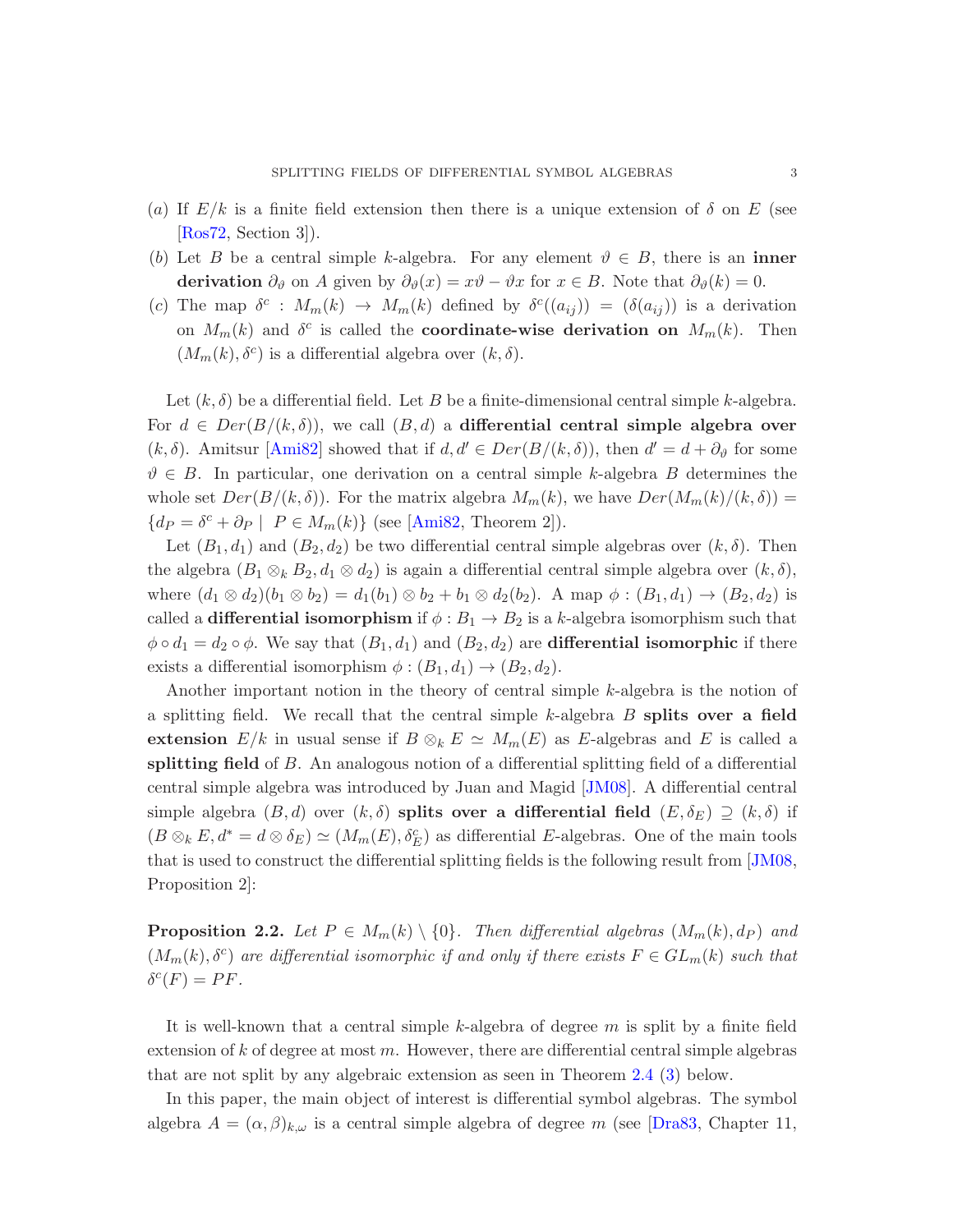(a) If $E/k$ is a finite field extension then there is a unique extension of $\delta$ on $E$ (see [Ros72, Section 3]).

(b) Let $B$ be a central simple $k$-algebra. For any element $\vartheta \in B$, there is an **inner derivation** $\partial_\vartheta$ on $A$ given by $\partial_\vartheta(x) = x\vartheta - \vartheta x$ for $x \in B$. Note that $\partial_\vartheta(k) = 0$.

(c) The map $\delta^c : M_m(k) \to M_m(k)$ defined by $\delta^c((a_{ij})) = (\delta(a_{ij}))$ is a derivation on $M_m(k)$ and $\delta^c$ is called the **coordinate-wise derivation on** $M_m(k)$. Then $(M_m(k), \delta^c)$ is a differential algebra over $(k, \delta)$.

Let $(k, \delta)$ be a differential field. Let $B$ be a finite-dimensional central simple $k$-algebra. For $d \in Der(B/(k, \delta))$, we call $(B, d)$ a **differential central simple algebra over** $(k, \delta)$. Amitsur [Ami82] showed that if $d, d' \in Der(B/(k, \delta))$, then $d' = d + \partial_\vartheta$ for some $\vartheta \in B$. In particular, one derivation on a central simple $k$-algebra $B$ determines the whole set $Der(B/(k, \delta))$. For the matrix algebra $M_m(k)$, we have $Der(M_m(k)/(k, \delta)) = \{d_P = \delta^c + \partial_P \mid P \in M_m(k)\}$ (see [Ami82, Theorem 2]).

Let $(B_1, d_1)$ and $(B_2, d_2)$ be two differential central simple algebras over $(k, \delta)$. Then the algebra $(B_1 \otimes_k B_2, d_1 \otimes d_2)$ is again a differential central simple algebra over $(k, \delta)$, where $(d_1 \otimes d_2)(b_1 \otimes b_2) = d_1(b_1) \otimes b_2 + b_1 \otimes d_2(b_2)$. A map $\phi : (B_1, d_1) \to (B_2, d_2)$ is called a **differential isomorphism** if $\phi : B_1 \to B_2$ is a $k$-algebra isomorphism such that $\phi \circ d_1 = d_2 \circ \phi$. We say that $(B_1, d_1)$ and $(B_2, d_2)$ are **differential isomorphic** if there exists a differential isomorphism $\phi : (B_1, d_1) \to (B_2, d_2)$.

Another important notion in the theory of central simple $k$-algebra is the notion of a splitting field. We recall that the central simple $k$-algebra $B$ **splits over a field extension** $E/k$ in usual sense if $B \otimes_k E \simeq M_m(E)$ as $E$-algebras and $E$ is called a **splitting field** of $B$. An analogous notion of a differential splitting field of a differential central simple algebra was introduced by Juan and Magid [JM08]. A differential central simple algebra $(B, d)$ over $(k, \delta)$ **splits over a differential field** $(E, \delta_E) \supseteq (k, \delta)$ if $(B \otimes_k E, d^* = d \otimes \delta_E) \simeq (M_m(E), \delta_E^c)$ as differential $E$-algebras. One of the main tools that is used to construct the differential splitting fields is the following result from [JM08, Proposition 2]:

**Proposition 2.2.** *Let $P \in M_m(k) \setminus \{0\}$. Then differential algebras $(M_m(k), d_P)$ and $(M_m(k), \delta^c)$ are differential isomorphic if and only if there exists $F \in GL_m(k)$ such that $\delta^c(F) = PF$.*

It is well-known that a central simple $k$-algebra of degree $m$ is split by a finite field extension of $k$ of degree at most $m$. However, there are differential central simple algebras that are not split by any algebraic extension as seen in Theorem 2.4 (3) below.

In this paper, the main object of interest is differential symbol algebras. The symbol algebra $A = (\alpha, \beta)_{k,\omega}$ is a central simple algebra of degree $m$ (see [Dra83, Chapter 11,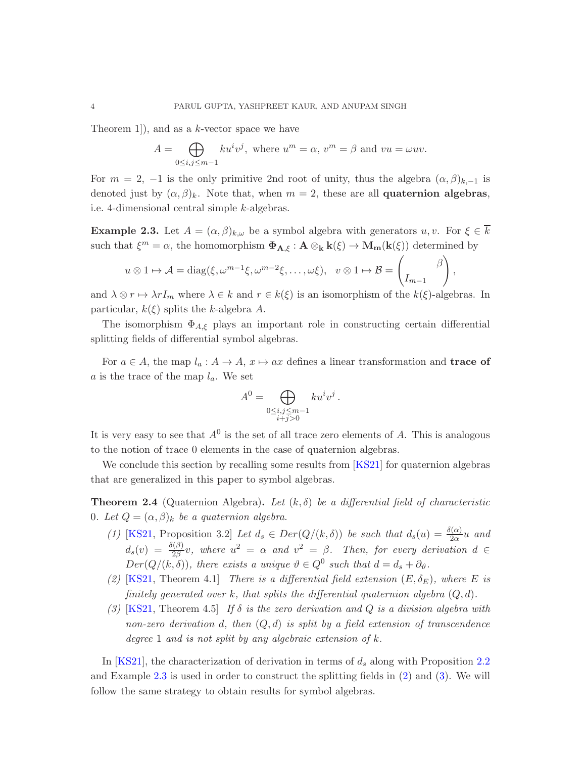Theorem 1]), and as a $k$-vector space we have

$$A = \bigoplus_{0\leq i,j\leq m-1} ku^iv^j, \text{ where } u^m = \alpha,\ v^m = \beta \text{ and } vu = \omega uv.$$

For $m = 2$, $-1$ is the only primitive 2nd root of unity, thus the algebra $(\alpha,\beta)_{k,-1}$ is denoted just by $(\alpha,\beta)_k$. Note that, when $m = 2$, these are all **quaternion algebras**, i.e. 4-dimensional central simple $k$-algebras.

**Example 2.3.** Let $A = (\alpha,\beta)_{k,\omega}$ be a symbol algebra with generators $u, v$. For $\xi \in \overline{k}$ such that $\xi^m = \alpha$, the homomorphism $\mathbf{\Phi_{A,\xi}} : \mathbf{A} \otimes_{\mathbf{k}} \mathbf{k}(\xi) \to \mathbf{M_m}(\mathbf{k}(\xi))$ determined by

$$u\otimes 1 \mapsto \mathcal{A} = \operatorname{diag}(\xi, \omega^{m-1}\xi, \omega^{m-2}\xi, \ldots, \omega\xi), \quad v\otimes 1 \mapsto \mathcal{B} = \begin{pmatrix} & \beta \\ I_{m-1} & \end{pmatrix},$$

and $\lambda \otimes r \mapsto \lambda r I_m$ where $\lambda \in k$ and $r \in k(\xi)$ is an isomorphism of the $k(\xi)$-algebras. In particular, $k(\xi)$ splits the $k$-algebra $A$.

The isomorphism $\Phi_{A,\xi}$ plays an important role in constructing certain differential splitting fields of differential symbol algebras.

For $a \in A$, the map $l_a : A \to A$, $x \mapsto ax$ defines a linear transformation and **trace of** $a$ is the trace of the map $l_a$. We set

$$A^0 = \bigoplus_{\substack{0\leq i,j\leq m-1\\ i+j>0}} ku^iv^j\,.$$

It is very easy to see that $A^0$ is the set of all trace zero elements of $A$. This is analogous to the notion of trace 0 elements in the case of quaternion algebras.

We conclude this section by recalling some results from [KS21] for quaternion algebras that are generalized in this paper to symbol algebras.

**Theorem 2.4** (Quaternion Algebra)**.** *Let $(k,\delta)$ be a differential field of characteristic 0. Let $Q = (\alpha,\beta)_k$ be a quaternion algebra.*

1. [KS21, Proposition 3.2] *Let $d_s \in Der(Q/(k,\delta))$ be such that $d_s(u) = \frac{\delta(\alpha)}{2\alpha}u$ and $d_s(v) = \frac{\delta(\beta)}{2\beta}v$, where $u^2 = \alpha$ and $v^2 = \beta$. Then, for every derivation $d \in Der(Q/(k,\delta))$, there exists a unique $\vartheta \in Q^0$ such that $d = d_s + \partial_\vartheta$.*
2. [KS21, Theorem 4.1] *There is a differential field extension $(E,\delta_E)$, where $E$ is finitely generated over $k$, that splits the differential quaternion algebra $(Q,d)$.*
3. [KS21, Theorem 4.5] *If $\delta$ is the zero derivation and $Q$ is a division algebra with non-zero derivation $d$, then $(Q,d)$ is split by a field extension of transcendence degree 1 and is not split by any algebraic extension of $k$.*

In [KS21], the characterization of derivation in terms of $d_s$ along with Proposition 2.2 and Example 2.3 is used in order to construct the splitting fields in (2) and (3). We will follow the same strategy to obtain results for symbol algebras.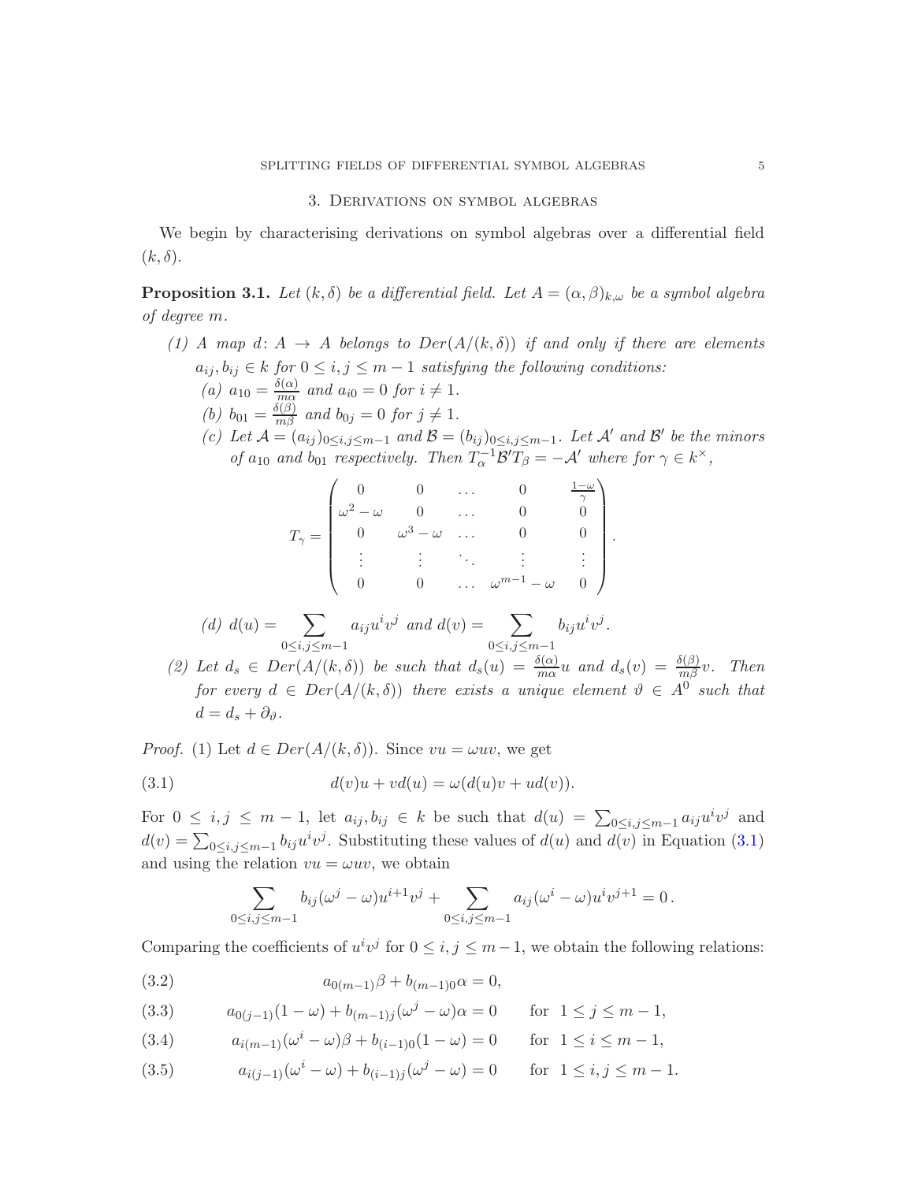## 3. Derivations on symbol algebras

We begin by characterising derivations on symbol algebras over a differential field $(k, \delta)$.

**Proposition 3.1.** *Let $(k, \delta)$ be a differential field. Let $A = (\alpha, \beta)_{k,\omega}$ be a symbol algebra of degree $m$.*

*(1) A map $d\colon A \to A$ belongs to $Der(A/(k, \delta))$ if and only if there are elements $a_{ij}, b_{ij} \in k$ for $0 \leq i, j \leq m-1$ satisfying the following conditions:*

*(a) $a_{10} = \frac{\delta(\alpha)}{m\alpha}$ and $a_{i0} = 0$ for $i \neq 1$.*

*(b) $b_{01} = \frac{\delta(\beta)}{m\beta}$ and $b_{0j} = 0$ for $j \neq 1$.*

*(c) Let $\mathcal{A} = (a_{ij})_{0\leq i,j\leq m-1}$ and $\mathcal{B} = (b_{ij})_{0\leq i,j\leq m-1}$. Let $\mathcal{A}'$ and $\mathcal{B}'$ be the minors of $a_{10}$ and $b_{01}$ respectively. Then $T_\alpha^{-1}\mathcal{B}'T_\beta = -\mathcal{A}'$ where for $\gamma \in k^\times$,*

$$T_\gamma = \begin{pmatrix} 0 & 0 & \dots & 0 & \frac{1-\omega}{\gamma} \\ \omega^2-\omega & 0 & \dots & 0 & 0 \\ 0 & \omega^3-\omega & \dots & 0 & 0 \\ \vdots & \vdots & \ddots & \vdots & \vdots \\ 0 & 0 & \dots & \omega^{m-1}-\omega & 0 \end{pmatrix}.$$

*(d) $d(u) = \displaystyle\sum_{0\leq i,j\leq m-1} a_{ij}u^iv^j$ and $d(v) = \displaystyle\sum_{0\leq i,j\leq m-1} b_{ij}u^iv^j$.*

*(2) Let $d_s \in Der(A/(k, \delta))$ be such that $d_s(u) = \frac{\delta(\alpha)}{m\alpha}u$ and $d_s(v) = \frac{\delta(\beta)}{m\beta}v$. Then for every $d \in Der(A/(k, \delta))$ there exists a unique element $\vartheta \in A^0$ such that $d = d_s + \partial_\vartheta$.*

*Proof.* (1) Let $d \in Der(A/(k, \delta))$. Since $vu = \omega uv$, we get

$$d(v)u + vd(u) = \omega(d(u)v + ud(v)). \tag{3.1}$$

For $0 \leq i, j \leq m-1$, let $a_{ij}, b_{ij} \in k$ be such that $d(u) = \sum_{0\leq i,j\leq m-1} a_{ij}u^iv^j$ and $d(v) = \sum_{0\leq i,j\leq m-1} b_{ij}u^iv^j$. Substituting these values of $d(u)$ and $d(v)$ in Equation (3.1) and using the relation $vu = \omega uv$, we obtain

$$\sum_{0\leq i,j\leq m-1} b_{ij}(\omega^j - \omega)u^{i+1}v^j + \sum_{0\leq i,j\leq m-1} a_{ij}(\omega^i - \omega)u^iv^{j+1} = 0\,.$$

Comparing the coefficients of $u^iv^j$ for $0 \leq i, j \leq m-1$, we obtain the following relations:

$$a_{0(m-1)}\beta + b_{(m-1)0}\alpha = 0, \tag{3.2}$$

$$a_{0(j-1)}(1-\omega) + b_{(m-1)j}(\omega^j - \omega)\alpha = 0 \qquad \text{for } \ 1 \leq j \leq m-1, \tag{3.3}$$

$$a_{i(m-1)}(\omega^i - \omega)\beta + b_{(i-1)0}(1-\omega) = 0 \qquad \text{for } \ 1 \leq i \leq m-1, \tag{3.4}$$

$$a_{i(j-1)}(\omega^i - \omega) + b_{(i-1)j}(\omega^j - \omega) = 0 \qquad \text{for } \ 1 \leq i, j \leq m-1. \tag{3.5}$$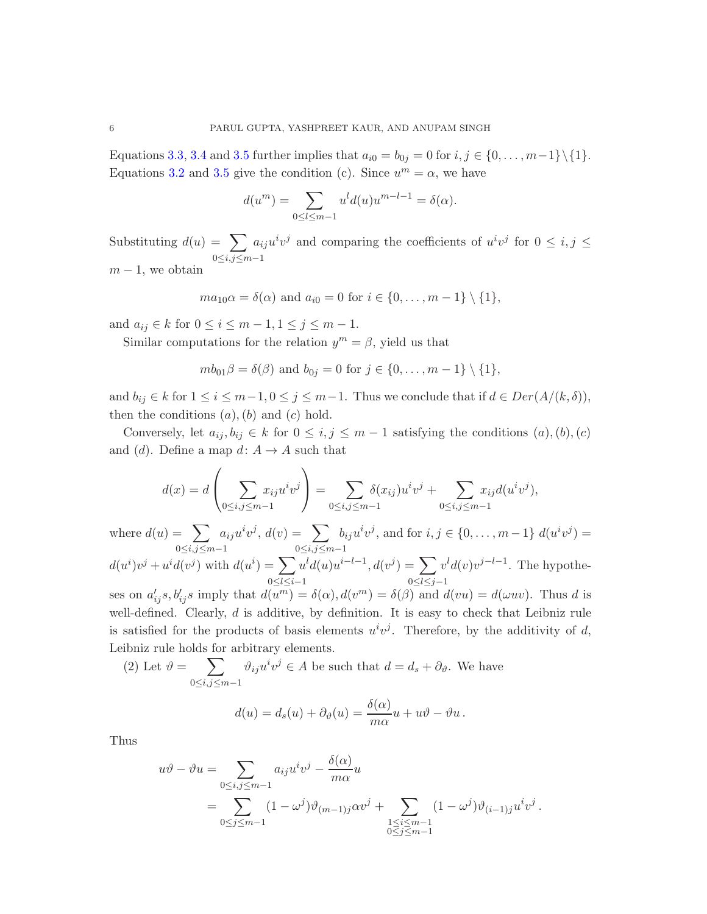Equations 3.3, 3.4 and 3.5 further implies that $a_{i0} = b_{0j} = 0$ for $i, j \in \{0, \ldots, m-1\} \setminus \{1\}$. Equations 3.2 and 3.5 give the condition (c). Since $u^m = \alpha$, we have

$$d(u^m) = \sum_{0 \leq l \leq m-1} u^l d(u) u^{m-l-1} = \delta(\alpha).$$

Substituting $d(u) = \sum_{0 \leq i,j \leq m-1} a_{ij} u^i v^j$ and comparing the coefficients of $u^i v^j$ for $0 \leq i, j \leq m-1$, we obtain

$$m a_{10} \alpha = \delta(\alpha) \text{ and } a_{i0} = 0 \text{ for } i \in \{0, \ldots, m-1\} \setminus \{1\},$$

and $a_{ij} \in k$ for $0 \leq i \leq m-1, 1 \leq j \leq m-1$.

Similar computations for the relation $y^m = \beta$, yield us that

$$m b_{01} \beta = \delta(\beta) \text{ and } b_{0j} = 0 \text{ for } j \in \{0, \ldots, m-1\} \setminus \{1\},$$

and $b_{ij} \in k$ for $1 \leq i \leq m-1, 0 \leq j \leq m-1$. Thus we conclude that if $d \in Der(A/(k, \delta))$, then the conditions $(a), (b)$ and $(c)$ hold.

Conversely, let $a_{ij}, b_{ij} \in k$ for $0 \leq i, j \leq m-1$ satisfying the conditions $(a), (b), (c)$ and $(d)$. Define a map $d \colon A \to A$ such that

$$d(x) = d\left(\sum_{0 \leq i,j \leq m-1} x_{ij} u^i v^j\right) = \sum_{0 \leq i,j \leq m-1} \delta(x_{ij}) u^i v^j + \sum_{0 \leq i,j \leq m-1} x_{ij} d(u^i v^j),$$

where $d(u) = \sum_{0 \leq i,j \leq m-1} a_{ij} u^i v^j$, $d(v) = \sum_{0 \leq i,j \leq m-1} b_{ij} u^i v^j$, and for $i, j \in \{0, \ldots, m-1\}$ $d(u^i v^j) = d(u^i) v^j + u^i d(v^j)$ with $d(u^i) = \sum_{0 \leq l \leq i-1} u^l d(u) u^{i-l-1}$, $d(v^j) = \sum_{0 \leq l \leq j-1} v^l d(v) v^{j-l-1}$. The hypotheses on $a'_{ij}s, b'_{ij}s$ imply that $d(u^m) = \delta(\alpha), d(v^m) = \delta(\beta)$ and $d(vu) = d(\omega uv)$. Thus $d$ is well-defined. Clearly, $d$ is additive, by definition. It is easy to check that Leibniz rule is satisfied for the products of basis elements $u^i v^j$. Therefore, by the additivity of $d$, Leibniz rule holds for arbitrary elements.

(2) Let $\vartheta = \sum_{0 \leq i,j \leq m-1} \vartheta_{ij} u^i v^j \in A$ be such that $d = d_s + \partial_\vartheta$. We have

$$d(u) = d_s(u) + \partial_\vartheta(u) = \frac{\delta(\alpha)}{m\alpha} u + u\vartheta - \vartheta u\,.$$

Thus

$$\begin{aligned} u\vartheta - \vartheta u &= \sum_{0 \leq i,j \leq m-1} a_{ij} u^i v^j - \frac{\delta(\alpha)}{m\alpha} u \\ &= \sum_{0 \leq j \leq m-1} (1 - \omega^j) \vartheta_{(m-1)j} \alpha v^j + \sum_{\substack{1 \leq i \leq m-1 \\ 0 \leq j \leq m-1}} (1 - \omega^j) \vartheta_{(i-1)j} u^i v^j\,. \end{aligned}$$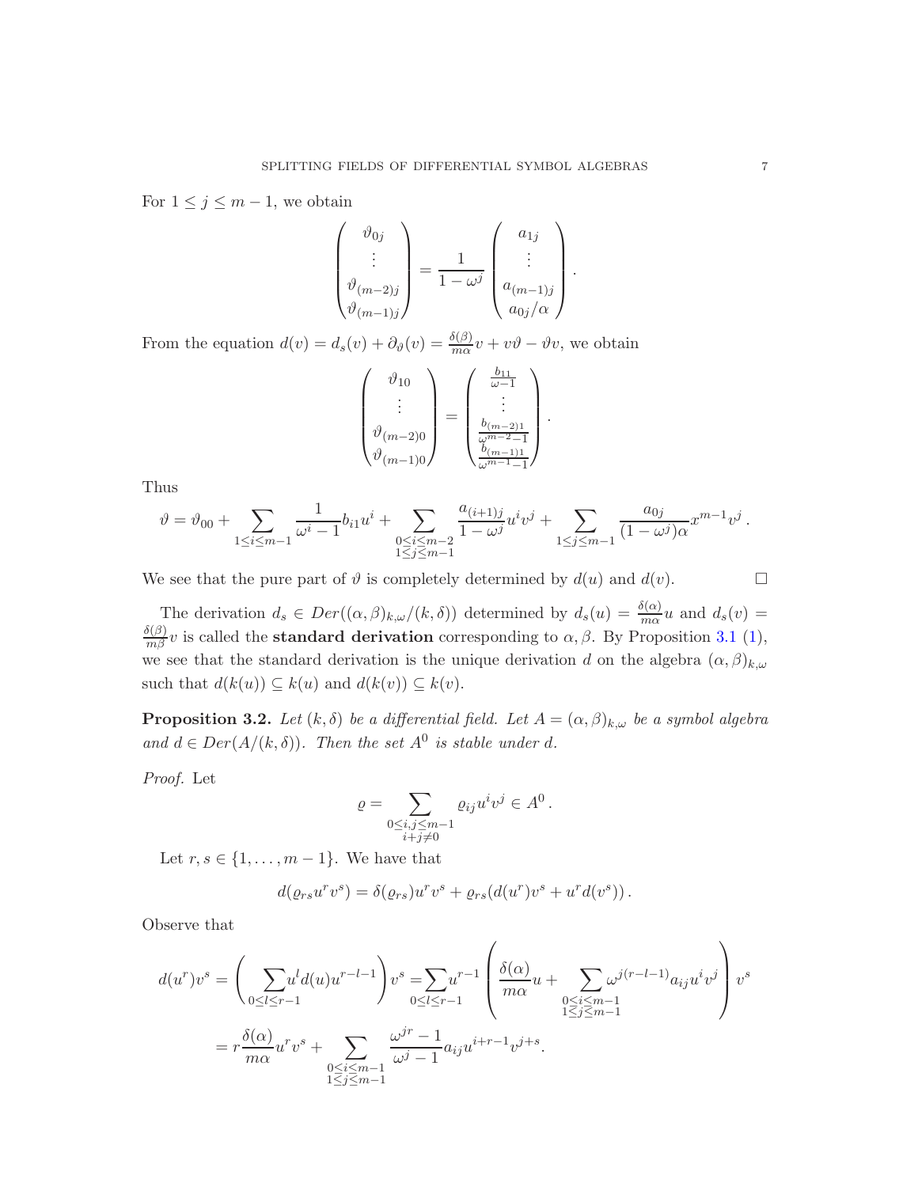For $1 \leq j \leq m-1$, we obtain

$$\begin{pmatrix} \vartheta_{0j} \\ \vdots \\ \vartheta_{(m-2)j} \\ \vartheta_{(m-1)j} \end{pmatrix} = \frac{1}{1-\omega^j} \begin{pmatrix} a_{1j} \\ \vdots \\ a_{(m-1)j} \\ a_{0j}/\alpha \end{pmatrix}.$$

From the equation $d(v) = d_s(v) + \partial_\vartheta(v) = \frac{\delta(\beta)}{m\alpha} v + v\vartheta - \vartheta v$, we obtain

$$\begin{pmatrix} \vartheta_{10} \\ \vdots \\ \vartheta_{(m-2)0} \\ \vartheta_{(m-1)0} \end{pmatrix} = \begin{pmatrix} \frac{b_{11}}{\omega - 1} \\ \vdots \\ \frac{b_{(m-2)1}}{\omega^{m-2}-1} \\ \frac{b_{(m-1)1}}{\omega^{m-1}-1} \end{pmatrix}.$$

Thus

$$\vartheta = \vartheta_{00} + \sum_{1 \leq i \leq m-1} \frac{1}{\omega^i - 1} b_{i1} u^i + \sum_{\substack{0 \leq i \leq m-2 \\ 1 \leq j \leq m-1}} \frac{a_{(i+1)j}}{1-\omega^j} u^i v^j + \sum_{1 \leq j \leq m-1} \frac{a_{0j}}{(1-\omega^j)\alpha} x^{m-1} v^j \,.$$

We see that the pure part of $\vartheta$ is completely determined by $d(u)$ and $d(v)$. $\square$

The derivation $d_s \in Der((\alpha,\beta)_{k,\omega}/(k,\delta))$ determined by $d_s(u) = \frac{\delta(\alpha)}{m\alpha} u$ and $d_s(v) = \frac{\delta(\beta)}{m\beta} v$ is called the **standard derivation** corresponding to $\alpha, \beta$. By Proposition 3.1 (1), we see that the standard derivation is the unique derivation $d$ on the algebra $(\alpha,\beta)_{k,\omega}$ such that $d(k(u)) \subseteq k(u)$ and $d(k(v)) \subseteq k(v)$.

**Proposition 3.2.** *Let $(k,\delta)$ be a differential field. Let $A = (\alpha,\beta)_{k,\omega}$ be a symbol algebra and $d \in Der(A/(k,\delta))$. Then the set $A^0$ is stable under $d$.*

*Proof.* Let

$$\varrho = \sum_{\substack{0 \leq i,j \leq m-1 \\ i+j \neq 0}} \varrho_{ij} u^i v^j \in A^0 \,.$$

Let $r, s \in \{1, \ldots, m-1\}$. We have that

$$d(\varrho_{rs} u^r v^s) = \delta(\varrho_{rs}) u^r v^s + \varrho_{rs}(d(u^r) v^s + u^r d(v^s)) \,.$$

Observe that

$$d(u^r)v^s = \left( \sum_{0 \leq l \leq r-1} u^l d(u) u^{r-l-1} \right) v^s = \sum_{0 \leq l \leq r-1} u^{r-1} \left( \frac{\delta(\alpha)}{m\alpha} u + \sum_{\substack{0 \leq i \leq m-1 \\ 1 \leq j \leq m-1}} \omega^{j(r-l-1)} a_{ij} u^i v^j \right) v^s$$

$$= r \frac{\delta(\alpha)}{m\alpha} u^r v^s + \sum_{\substack{0 \leq i \leq m-1 \\ 1 \leq j \leq m-1}} \frac{\omega^{jr} - 1}{\omega^j - 1} a_{ij} u^{i+r-1} v^{j+s}.$$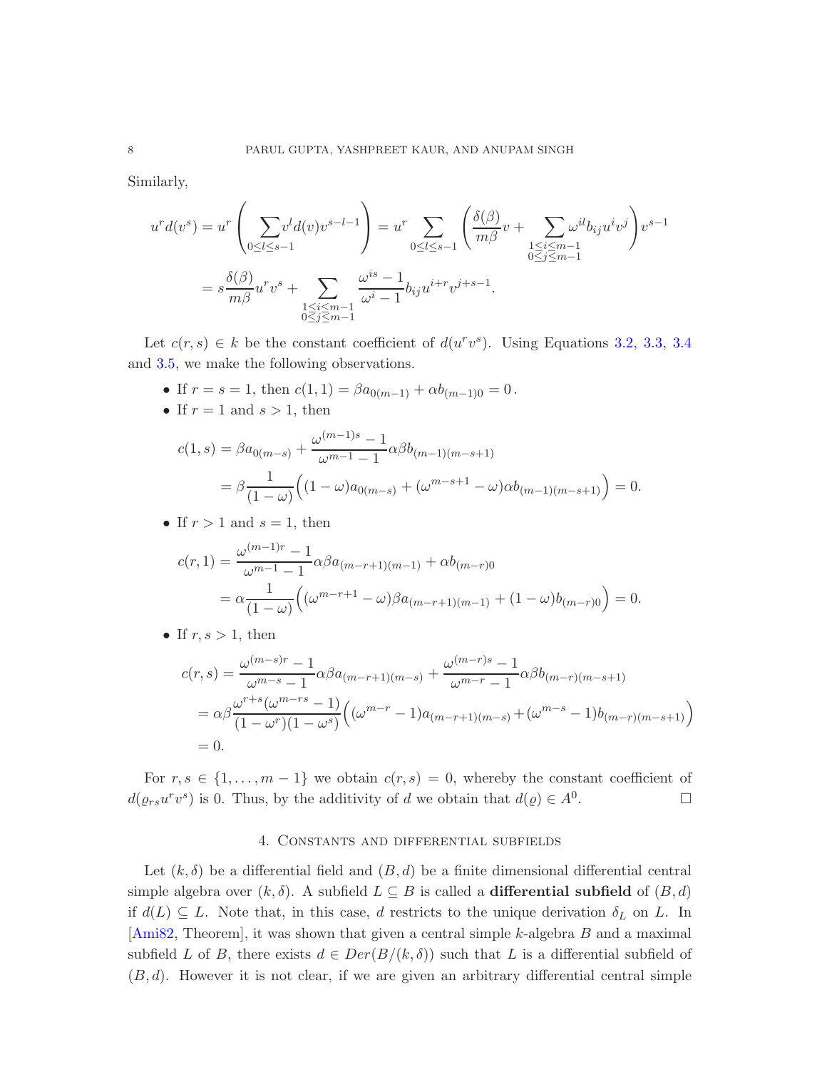Similarly,

$$u^r d(v^s) = u^r \left( \sum_{0 \le l \le s-1} v^l d(v) v^{s-l-1} \right) = u^r \sum_{0 \le l \le s-1} \left( \frac{\delta(\beta)}{m\beta} v + \sum_{\substack{1 \le i \le m-1 \\ 0 \le j \le m-1}} \omega^{il} b_{ij} u^i v^j \right) v^{s-1}$$

$$= s \frac{\delta(\beta)}{m\beta} u^r v^s + \sum_{\substack{1 \le i \le m-1 \\ 0 \le j \le m-1}} \frac{\omega^{is} - 1}{\omega^i - 1} b_{ij} u^{i+r} v^{j+s-1}.$$

Let $c(r,s) \in k$ be the constant coefficient of $d(u^r v^s)$. Using Equations 3.2, 3.3, 3.4 and 3.5, we make the following observations.

- If $r = s = 1$, then $c(1,1) = \beta a_{0(m-1)} + \alpha b_{(m-1)0} = 0$.
- If $r = 1$ and $s > 1$, then

$$c(1,s) = \beta a_{0(m-s)} + \frac{\omega^{(m-1)s} - 1}{\omega^{m-1} - 1} \alpha\beta b_{(m-1)(m-s+1)}$$

$$= \beta \frac{1}{(1-\omega)} \Big( (1-\omega) a_{0(m-s)} + (\omega^{m-s+1} - \omega) \alpha b_{(m-1)(m-s+1)} \Big) = 0.$$

- If $r > 1$ and $s = 1$, then

$$c(r,1) = \frac{\omega^{(m-1)r} - 1}{\omega^{m-1} - 1} \alpha\beta a_{(m-r+1)(m-1)} + \alpha b_{(m-r)0}$$

$$= \alpha \frac{1}{(1-\omega)} \Big( (\omega^{m-r+1} - \omega) \beta a_{(m-r+1)(m-1)} + (1-\omega) b_{(m-r)0} \Big) = 0.$$

- If $r, s > 1$, then

$$c(r,s) = \frac{\omega^{(m-s)r} - 1}{\omega^{m-s} - 1} \alpha\beta a_{(m-r+1)(m-s)} + \frac{\omega^{(m-r)s} - 1}{\omega^{m-r} - 1} \alpha\beta b_{(m-r)(m-s+1)}$$

$$= \alpha\beta \frac{\omega^{r+s}(\omega^{m-rs} - 1)}{(1-\omega^r)(1-\omega^s)} \Big( (\omega^{m-r} - 1) a_{(m-r+1)(m-s)} + (\omega^{m-s} - 1) b_{(m-r)(m-s+1)} \Big)$$

$$= 0.$$

For $r, s \in \{1, \ldots, m-1\}$ we obtain $c(r,s) = 0$, whereby the constant coefficient of $d(\varrho_{rs} u^r v^s)$ is 0. Thus, by the additivity of $d$ we obtain that $d(\varrho) \in A^0$. □

## 4. Constants and differential subfields

Let $(k, \delta)$ be a differential field and $(B, d)$ be a finite dimensional differential central simple algebra over $(k, \delta)$. A subfield $L \subseteq B$ is called a **differential subfield** of $(B, d)$ if $d(L) \subseteq L$. Note that, in this case, $d$ restricts to the unique derivation $\delta_L$ on $L$. In [Ami82, Theorem], it was shown that given a central simple $k$-algebra $B$ and a maximal subfield $L$ of $B$, there exists $d \in Der(B/(k, \delta))$ such that $L$ is a differential subfield of $(B, d)$. However it is not clear, if we are given an arbitrary differential central simple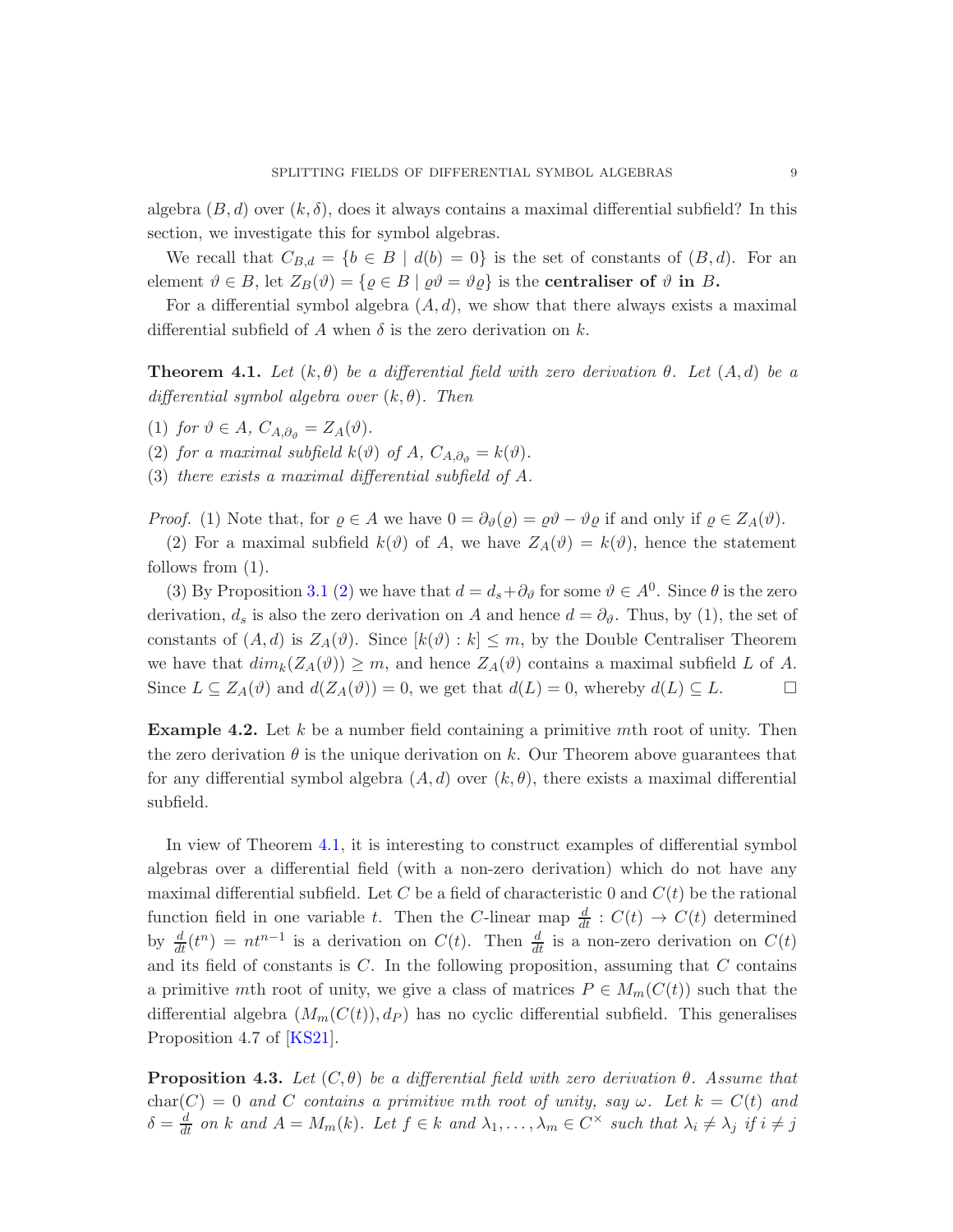algebra $(B, d)$ over $(k, \delta)$, does it always contains a maximal differential subfield? In this section, we investigate this for symbol algebras.

We recall that $C_{B,d} = \{b \in B \mid d(b) = 0\}$ is the set of constants of $(B, d)$. For an element $\vartheta \in B$, let $Z_B(\vartheta) = \{\varrho \in B \mid \varrho\vartheta = \vartheta\varrho\}$ is the **centraliser of** $\vartheta$ **in** $B$**.**

For a differential symbol algebra $(A, d)$, we show that there always exists a maximal differential subfield of $A$ when $\delta$ is the zero derivation on $k$.

**Theorem 4.1.** *Let $(k, \theta)$ be a differential field with zero derivation $\theta$. Let $(A, d)$ be a differential symbol algebra over $(k, \theta)$. Then*

(1) *for $\vartheta \in A$, $C_{A,\partial_\vartheta} = Z_A(\vartheta)$.*
(2) *for a maximal subfield $k(\vartheta)$ of $A$, $C_{A,\partial_\vartheta} = k(\vartheta)$.*
(3) *there exists a maximal differential subfield of $A$.*

*Proof.* (1) Note that, for $\varrho \in A$ we have $0 = \partial_\vartheta(\varrho) = \varrho\vartheta - \vartheta\varrho$ if and only if $\varrho \in Z_A(\vartheta)$.

(2) For a maximal subfield $k(\vartheta)$ of $A$, we have $Z_A(\vartheta) = k(\vartheta)$, hence the statement follows from (1).

(3) By Proposition 3.1 (2) we have that $d = d_s + \partial_\vartheta$ for some $\vartheta \in A^0$. Since $\theta$ is the zero derivation, $d_s$ is also the zero derivation on $A$ and hence $d = \partial_\vartheta$. Thus, by (1), the set of constants of $(A, d)$ is $Z_A(\vartheta)$. Since $[k(\vartheta) : k] \leq m$, by the Double Centraliser Theorem we have that $dim_k(Z_A(\vartheta)) \geq m$, and hence $Z_A(\vartheta)$ contains a maximal subfield $L$ of $A$. Since $L \subseteq Z_A(\vartheta)$ and $d(Z_A(\vartheta)) = 0$, we get that $d(L) = 0$, whereby $d(L) \subseteq L$. $\square$

**Example 4.2.** Let $k$ be a number field containing a primitive $m$th root of unity. Then the zero derivation $\theta$ is the unique derivation on $k$. Our Theorem above guarantees that for any differential symbol algebra $(A, d)$ over $(k, \theta)$, there exists a maximal differential subfield.

In view of Theorem 4.1, it is interesting to construct examples of differential symbol algebras over a differential field (with a non-zero derivation) which do not have any maximal differential subfield. Let $C$ be a field of characteristic 0 and $C(t)$ be the rational function field in one variable $t$. Then the $C$-linear map $\frac{d}{dt} : C(t) \to C(t)$ determined by $\frac{d}{dt}(t^n) = nt^{n-1}$ is a derivation on $C(t)$. Then $\frac{d}{dt}$ is a non-zero derivation on $C(t)$ and its field of constants is $C$. In the following proposition, assuming that $C$ contains a primitive $m$th root of unity, we give a class of matrices $P \in M_m(C(t))$ such that the differential algebra $(M_m(C(t)), d_P)$ has no cyclic differential subfield. This generalises Proposition 4.7 of [KS21].

**Proposition 4.3.** *Let $(C, \theta)$ be a differential field with zero derivation $\theta$. Assume that $\mathrm{char}(C) = 0$ and $C$ contains a primitive $m$th root of unity, say $\omega$. Let $k = C(t)$ and $\delta = \frac{d}{dt}$ on $k$ and $A = M_m(k)$. Let $f \in k$ and $\lambda_1, \ldots, \lambda_m \in C^\times$ such that $\lambda_i \neq \lambda_j$ if $i \neq j$*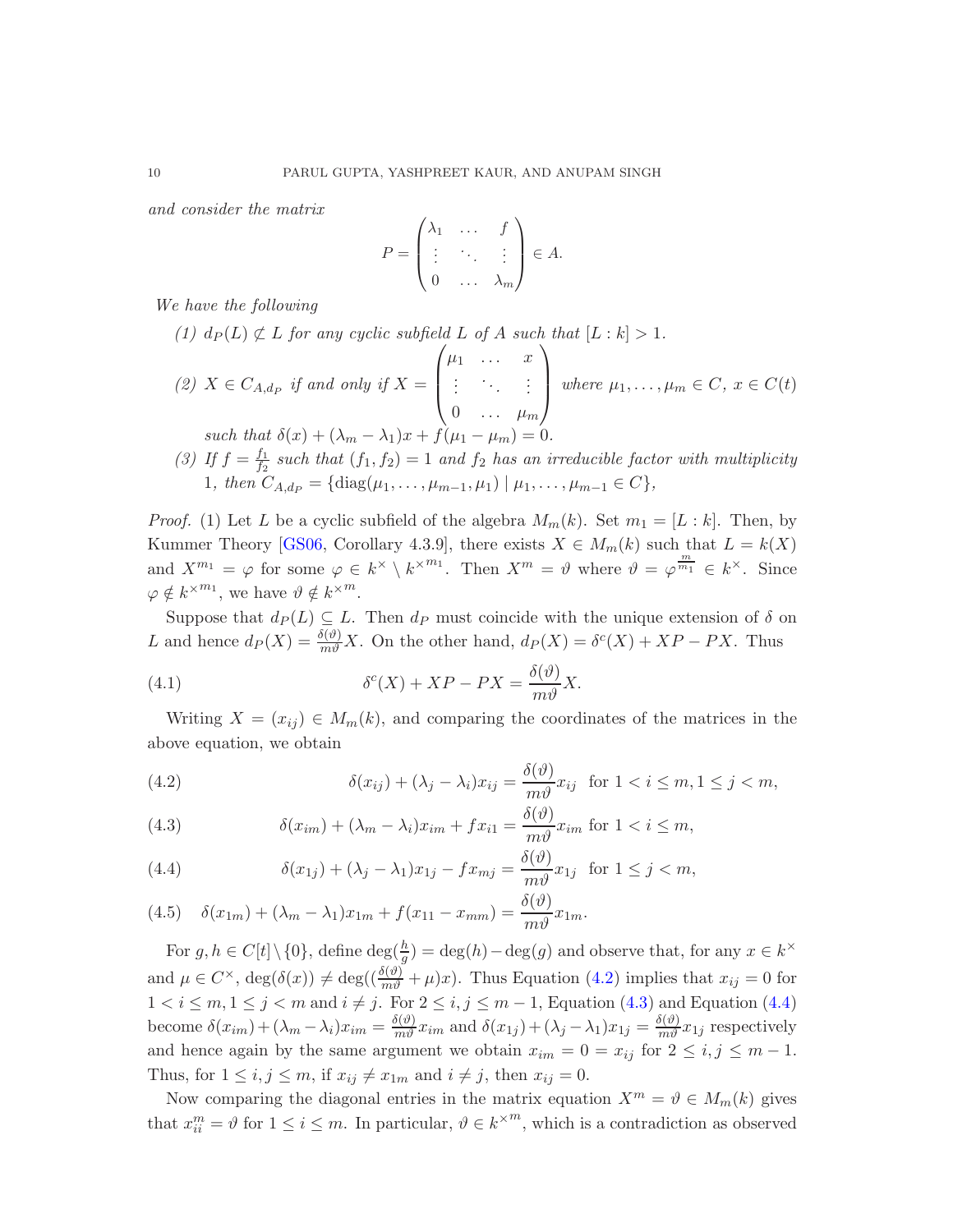*and consider the matrix*

$$P = \begin{pmatrix} \lambda_1 & \dots & f \\ \vdots & \ddots & \vdots \\ 0 & \dots & \lambda_m \end{pmatrix} \in A.$$

*We have the following*

*(1)* $d_P(L) \not\subset L$ *for any cyclic subfield* $L$ *of* $A$ *such that* $[L : k] > 1$.

*(2)* $X \in C_{A,d_P}$ *if and only if* $X = \begin{pmatrix} \mu_1 & \dots & x \\ \vdots & \ddots & \vdots \\ 0 & \dots & \mu_m \end{pmatrix}$ *where* $\mu_1, \dots, \mu_m \in C$, $x \in C(t)$ *such that* $\delta(x) + (\lambda_m - \lambda_1)x + f(\mu_1 - \mu_m) = 0$.

*(3) If* $f = \frac{f_1}{f_2}$ *such that* $(f_1, f_2) = 1$ *and* $f_2$ *has an irreducible factor with multiplicity* 1, *then* $C_{A,d_P} = \{\mathrm{diag}(\mu_1, \dots, \mu_{m-1}, \mu_1) \mid \mu_1, \dots, \mu_{m-1} \in C\}$,

*Proof.* (1) Let $L$ be a cyclic subfield of the algebra $M_m(k)$. Set $m_1 = [L : k]$. Then, by Kummer Theory [GS06, Corollary 4.3.9], there exists $X \in M_m(k)$ such that $L = k(X)$ and $X^{m_1} = \varphi$ for some $\varphi \in k^\times \setminus k^{\times m_1}$. Then $X^m = \vartheta$ where $\vartheta = \varphi^{\frac{m}{m_1}} \in k^\times$. Since $\varphi \notin k^{\times m_1}$, we have $\vartheta \notin k^{\times m}$.

Suppose that $d_P(L) \subseteq L$. Then $d_P$ must coincide with the unique extension of $\delta$ on $L$ and hence $d_P(X) = \frac{\delta(\vartheta)}{m\vartheta}X$. On the other hand, $d_P(X) = \delta^c(X) + XP - PX$. Thus

$$\delta^c(X) + XP - PX = \frac{\delta(\vartheta)}{m\vartheta}X. \tag{4.1}$$

Writing $X = (x_{ij}) \in M_m(k)$, and comparing the coordinates of the matrices in the above equation, we obtain

$$\delta(x_{ij}) + (\lambda_j - \lambda_i)x_{ij} = \frac{\delta(\vartheta)}{m\vartheta}x_{ij} \ \text{ for } 1 < i \leq m, 1 \leq j < m, \tag{4.2}$$

$$\delta(x_{im}) + (\lambda_m - \lambda_i)x_{im} + fx_{i1} = \frac{\delta(\vartheta)}{m\vartheta}x_{im} \text{ for } 1 < i \leq m, \tag{4.3}$$

$$\delta(x_{1j}) + (\lambda_j - \lambda_1)x_{1j} - fx_{mj} = \frac{\delta(\vartheta)}{m\vartheta}x_{1j} \ \text{ for } 1 \leq j < m, \tag{4.4}$$

$$\delta(x_{1m}) + (\lambda_m - \lambda_1)x_{1m} + f(x_{11} - x_{mm}) = \frac{\delta(\vartheta)}{m\vartheta}x_{1m}. \tag{4.5}$$

For $g, h \in C[t] \setminus \{0\}$, define $\deg(\frac{h}{g}) = \deg(h) - \deg(g)$ and observe that, for any $x \in k^\times$ and $\mu \in C^\times$, $\deg(\delta(x)) \neq \deg((\frac{\delta(\vartheta)}{m\vartheta} + \mu)x)$. Thus Equation (4.2) implies that $x_{ij} = 0$ for $1 < i \leq m, 1 \leq j < m$ and $i \neq j$. For $2 \leq i, j \leq m-1$, Equation (4.3) and Equation (4.4) become $\delta(x_{im}) + (\lambda_m - \lambda_i)x_{im} = \frac{\delta(\vartheta)}{m\vartheta}x_{im}$ and $\delta(x_{1j}) + (\lambda_j - \lambda_1)x_{1j} = \frac{\delta(\vartheta)}{m\vartheta}x_{1j}$ respectively and hence again by the same argument we obtain $x_{im} = 0 = x_{ij}$ for $2 \leq i, j \leq m-1$. Thus, for $1 \leq i, j \leq m$, if $x_{ij} \neq x_{1m}$ and $i \neq j$, then $x_{ij} = 0$.

Now comparing the diagonal entries in the matrix equation $X^m = \vartheta \in M_m(k)$ gives that $x_{ii}^m = \vartheta$ for $1 \leq i \leq m$. In particular, $\vartheta \in k^{\times m}$, which is a contradiction as observed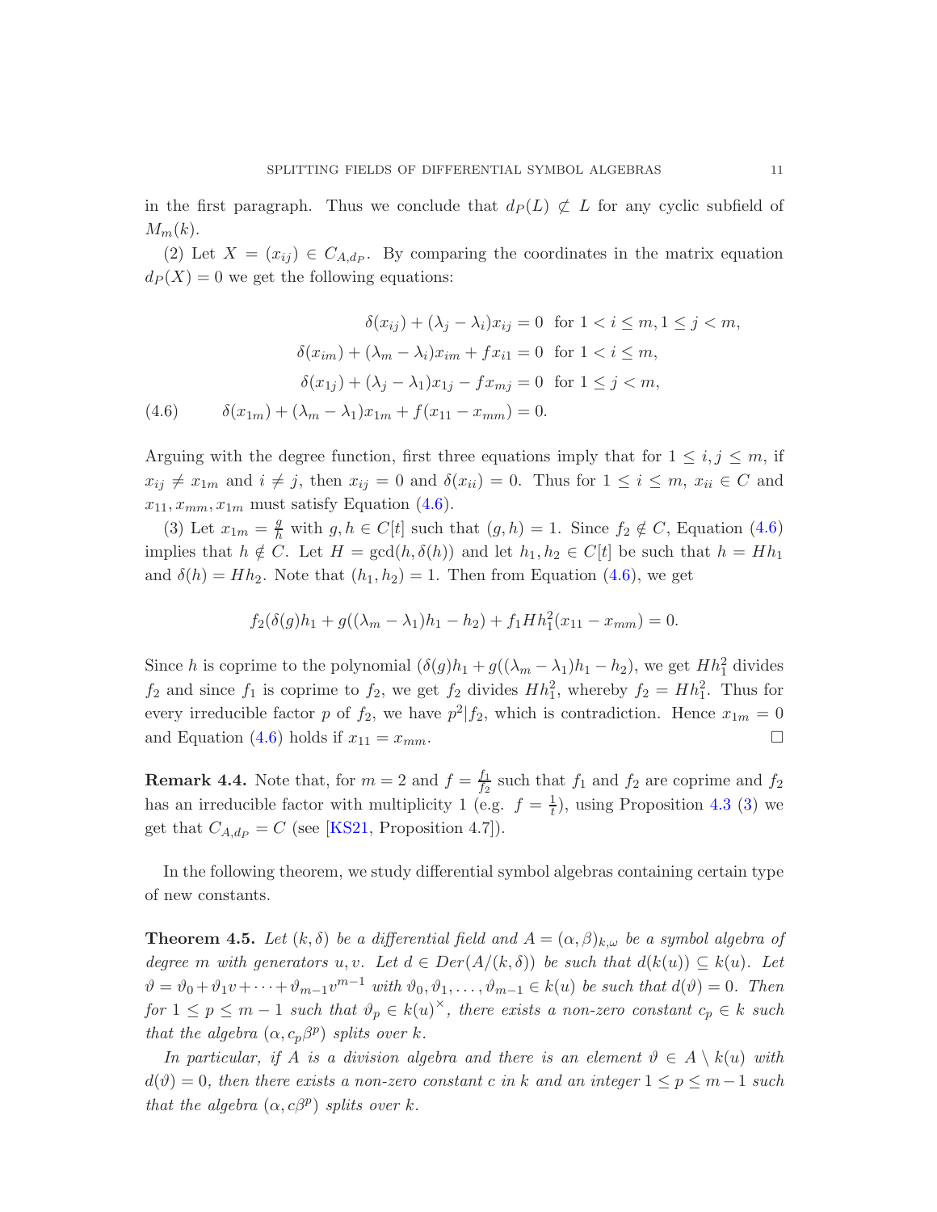in the first paragraph. Thus we conclude that $d_P(L) \not\subset L$ for any cyclic subfield of $M_m(k)$.

(2) Let $X = (x_{ij}) \in C_{A,d_P}$. By comparing the coordinates in the matrix equation $d_P(X) = 0$ we get the following equations:

$$
\begin{aligned}
\delta(x_{ij}) + (\lambda_j - \lambda_i)x_{ij} &= 0 \ \text{ for } 1 < i \leq m, 1 \leq j < m, \\
\delta(x_{im}) + (\lambda_m - \lambda_i)x_{im} + f x_{i1} &= 0 \ \text{ for } 1 < i \leq m, \\
\delta(x_{1j}) + (\lambda_j - \lambda_1)x_{1j} - f x_{mj} &= 0 \ \text{ for } 1 \leq j < m, \\
\delta(x_{1m}) + (\lambda_m - \lambda_1)x_{1m} + f(x_{11} - x_{mm}) &= 0. \qquad (4.6)
\end{aligned}
$$

Arguing with the degree function, first three equations imply that for $1 \leq i, j \leq m$, if $x_{ij} \neq x_{1m}$ and $i \neq j$, then $x_{ij} = 0$ and $\delta(x_{ii}) = 0$. Thus for $1 \leq i \leq m$, $x_{ii} \in C$ and $x_{11}, x_{mm}, x_{1m}$ must satisfy Equation (4.6).

(3) Let $x_{1m} = \frac{g}{h}$ with $g, h \in C[t]$ such that $(g, h) = 1$. Since $f_2 \notin C$, Equation (4.6) implies that $h \notin C$. Let $H = \gcd(h, \delta(h))$ and let $h_1, h_2 \in C[t]$ be such that $h = Hh_1$ and $\delta(h) = Hh_2$. Note that $(h_1, h_2) = 1$. Then from Equation (4.6), we get

$$
f_2(\delta(g)h_1 + g((\lambda_m - \lambda_1)h_1 - h_2) + f_1 H h_1^2(x_{11} - x_{mm}) = 0.
$$

Since $h$ is coprime to the polynomial $(\delta(g)h_1 + g((\lambda_m - \lambda_1)h_1 - h_2)$, we get $Hh_1^2$ divides $f_2$ and since $f_1$ is coprime to $f_2$, we get $f_2$ divides $Hh_1^2$, whereby $f_2 = Hh_1^2$. Thus for every irreducible factor $p$ of $f_2$, we have $p^2 | f_2$, which is contradiction. Hence $x_{1m} = 0$ and Equation (4.6) holds if $x_{11} = x_{mm}$. $\square$

**Remark 4.4.** Note that, for $m = 2$ and $f = \frac{f_1}{f_2}$ such that $f_1$ and $f_2$ are coprime and $f_2$ has an irreducible factor with multiplicity 1 (e.g. $f = \frac{1}{t}$), using Proposition 4.3 (3) we get that $C_{A,d_P} = C$ (see [KS21, Proposition 4.7]).

In the following theorem, we study differential symbol algebras containing certain type of new constants.

**Theorem 4.5.** *Let $(k, \delta)$ be a differential field and $A = (\alpha, \beta)_{k,\omega}$ be a symbol algebra of degree $m$ with generators $u, v$. Let $d \in Der(A/(k, \delta))$ be such that $d(k(u)) \subseteq k(u)$. Let $\vartheta = \vartheta_0 + \vartheta_1 v + \cdots + \vartheta_{m-1} v^{m-1}$ with $\vartheta_0, \vartheta_1, \ldots, \vartheta_{m-1} \in k(u)$ be such that $d(\vartheta) = 0$. Then for $1 \leq p \leq m-1$ such that $\vartheta_p \in k(u)^{\times}$, there exists a non-zero constant $c_p \in k$ such that the algebra $(\alpha, c_p \beta^p)$ splits over $k$.*

*In particular, if $A$ is a division algebra and there is an element $\vartheta \in A \setminus k(u)$ with $d(\vartheta) = 0$, then there exists a non-zero constant $c$ in $k$ and an integer $1 \leq p \leq m-1$ such that the algebra $(\alpha, c\beta^p)$ splits over $k$.*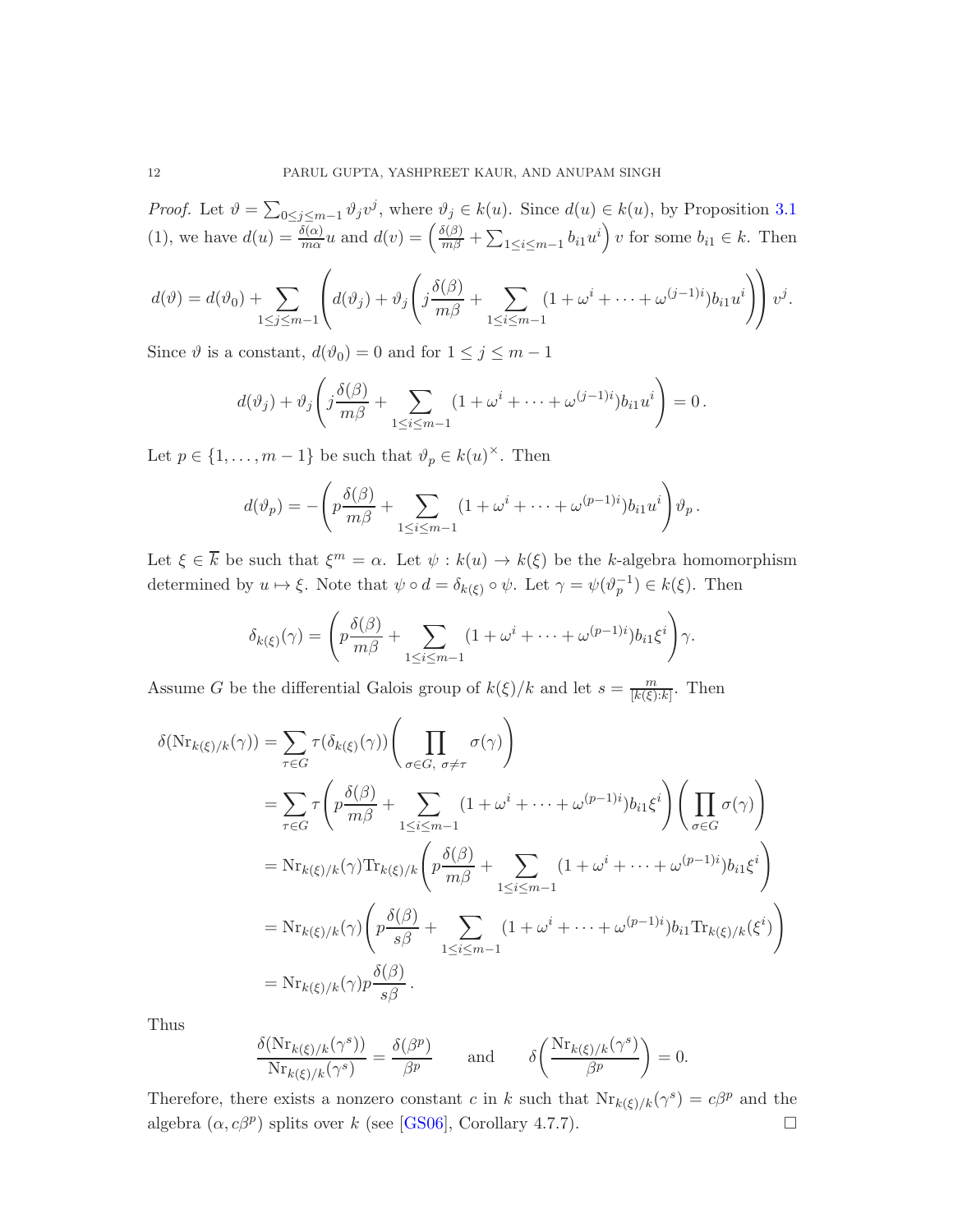*Proof.* Let $\vartheta = \sum_{0\le j\le m-1} \vartheta_j v^j$, where $\vartheta_j \in k(u)$. Since $d(u) \in k(u)$, by Proposition 3.1 (1), we have $d(u) = \frac{\delta(\alpha)}{m\alpha}u$ and $d(v) = \left(\frac{\delta(\beta)}{m\beta} + \sum_{1\le i\le m-1} b_{i1}u^i\right)v$ for some $b_{i1} \in k$. Then

$$d(\vartheta) = d(\vartheta_0) + \sum_{1\le j\le m-1}\left(d(\vartheta_j) + \vartheta_j\left(j\frac{\delta(\beta)}{m\beta} + \sum_{1\le i\le m-1}(1+\omega^i+\cdots+\omega^{(j-1)i})b_{i1}u^i\right)\right)v^j.$$

Since $\vartheta$ is a constant, $d(\vartheta_0) = 0$ and for $1 \le j \le m-1$

$$d(\vartheta_j) + \vartheta_j\left(j\frac{\delta(\beta)}{m\beta} + \sum_{1\le i\le m-1}(1+\omega^i+\cdots+\omega^{(j-1)i})b_{i1}u^i\right) = 0\,.$$

Let $p \in \{1,\ldots,m-1\}$ be such that $\vartheta_p \in k(u)^\times$. Then

$$d(\vartheta_p) = -\left(p\frac{\delta(\beta)}{m\beta} + \sum_{1\le i\le m-1}(1+\omega^i+\cdots+\omega^{(p-1)i})b_{i1}u^i\right)\vartheta_p\,.$$

Let $\xi \in \overline{k}$ be such that $\xi^m = \alpha$. Let $\psi : k(u) \to k(\xi)$ be the $k$-algebra homomorphism determined by $u \mapsto \xi$. Note that $\psi \circ d = \delta_{k(\xi)} \circ \psi$. Let $\gamma = \psi(\vartheta_p^{-1}) \in k(\xi)$. Then

$$\delta_{k(\xi)}(\gamma) = \left(p\frac{\delta(\beta)}{m\beta} + \sum_{1\le i\le m-1}(1+\omega^i+\cdots+\omega^{(p-1)i})b_{i1}\xi^i\right)\gamma.$$

Assume $G$ be the differential Galois group of $k(\xi)/k$ and let $s = \frac{m}{[k(\xi):k]}$. Then

$$\begin{aligned}
\delta(\mathrm{Nr}_{k(\xi)/k}(\gamma)) &= \sum_{\tau\in G}\tau(\delta_{k(\xi)}(\gamma))\left(\prod_{\sigma\in G,\ \sigma\neq\tau}\sigma(\gamma)\right)\\
&= \sum_{\tau\in G}\tau\left(p\frac{\delta(\beta)}{m\beta} + \sum_{1\le i\le m-1}(1+\omega^i+\cdots+\omega^{(p-1)i})b_{i1}\xi^i\right)\left(\prod_{\sigma\in G}\sigma(\gamma)\right)\\
&= \mathrm{Nr}_{k(\xi)/k}(\gamma)\mathrm{Tr}_{k(\xi)/k}\left(p\frac{\delta(\beta)}{m\beta} + \sum_{1\le i\le m-1}(1+\omega^i+\cdots+\omega^{(p-1)i})b_{i1}\xi^i\right)\\
&= \mathrm{Nr}_{k(\xi)/k}(\gamma)\left(p\frac{\delta(\beta)}{s\beta} + \sum_{1\le i\le m-1}(1+\omega^i+\cdots+\omega^{(p-1)i})b_{i1}\mathrm{Tr}_{k(\xi)/k}(\xi^i)\right)\\
&= \mathrm{Nr}_{k(\xi)/k}(\gamma)p\frac{\delta(\beta)}{s\beta}\,.
\end{aligned}$$

Thus

$$\frac{\delta(\mathrm{Nr}_{k(\xi)/k}(\gamma^s))}{\mathrm{Nr}_{k(\xi)/k}(\gamma^s)} = \frac{\delta(\beta^p)}{\beta^p} \qquad \text{and} \qquad \delta\left(\frac{\mathrm{Nr}_{k(\xi)/k}(\gamma^s)}{\beta^p}\right) = 0.$$

Therefore, there exists a nonzero constant $c$ in $k$ such that $\mathrm{Nr}_{k(\xi)/k}(\gamma^s) = c\beta^p$ and the algebra $(\alpha, c\beta^p)$ splits over $k$ (see [GS06], Corollary 4.7.7). □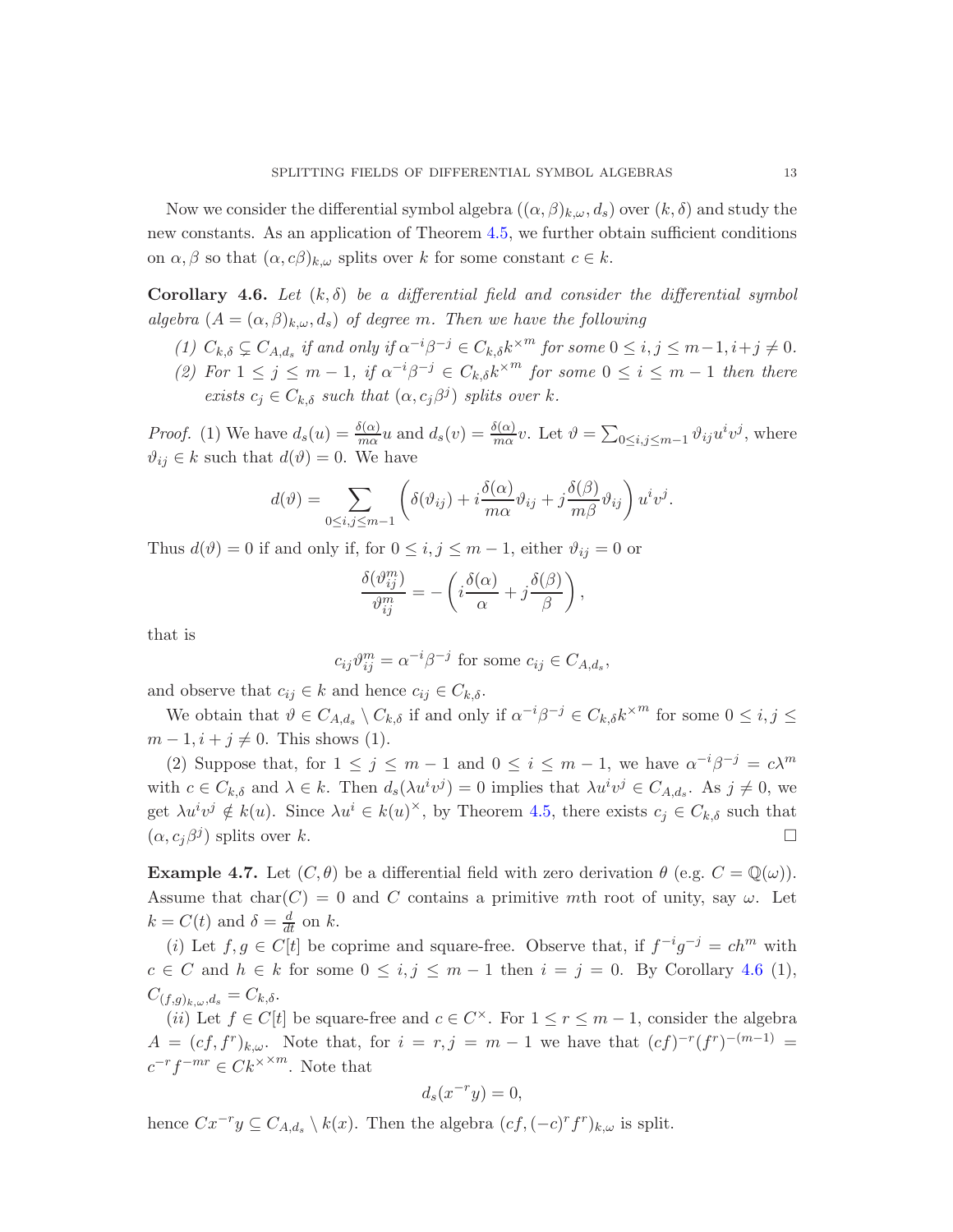Now we consider the differential symbol algebra $((\alpha, \beta)_{k,\omega}, d_s)$ over $(k, \delta)$ and study the new constants. As an application of Theorem 4.5, we further obtain sufficient conditions on $\alpha, \beta$ so that $(\alpha, c\beta)_{k,\omega}$ splits over $k$ for some constant $c \in k$.

**Corollary 4.6.** *Let $(k, \delta)$ be a differential field and consider the differential symbol algebra $(A = (\alpha, \beta)_{k,\omega}, d_s)$ of degree $m$. Then we have the following*

1. *$C_{k,\delta} \subsetneq C_{A,d_s}$ if and only if $\alpha^{-i}\beta^{-j} \in C_{k,\delta}k^{\times m}$ for some $0 \le i, j \le m-1, i+j \ne 0$.*
2. *For $1 \le j \le m-1$, if $\alpha^{-i}\beta^{-j} \in C_{k,\delta}k^{\times m}$ for some $0 \le i \le m-1$ then there exists $c_j \in C_{k,\delta}$ such that $(\alpha, c_j\beta^j)$ splits over $k$.*

*Proof.* (1) We have $d_s(u) = \frac{\delta(\alpha)}{m\alpha}u$ and $d_s(v) = \frac{\delta(\alpha)}{m\alpha}v$. Let $\vartheta = \sum_{0 \le i,j \le m-1} \vartheta_{ij} u^i v^j$, where $\vartheta_{ij} \in k$ such that $d(\vartheta) = 0$. We have

$$d(\vartheta) = \sum_{0 \le i,j \le m-1} \left( \delta(\vartheta_{ij}) + i\frac{\delta(\alpha)}{m\alpha}\vartheta_{ij} + j\frac{\delta(\beta)}{m\beta}\vartheta_{ij} \right) u^i v^j.$$

Thus $d(\vartheta) = 0$ if and only if, for $0 \le i, j \le m-1$, either $\vartheta_{ij} = 0$ or

$$\frac{\delta(\vartheta_{ij}^m)}{\vartheta_{ij}^m} = -\left( i\frac{\delta(\alpha)}{\alpha} + j\frac{\delta(\beta)}{\beta} \right),$$

that is

$$c_{ij}\vartheta_{ij}^m = \alpha^{-i}\beta^{-j} \text{ for some } c_{ij} \in C_{A,d_s},$$

and observe that $c_{ij} \in k$ and hence $c_{ij} \in C_{k,\delta}$.

We obtain that $\vartheta \in C_{A,d_s} \setminus C_{k,\delta}$ if and only if $\alpha^{-i}\beta^{-j} \in C_{k,\delta}k^{\times m}$ for some $0 \le i, j \le m-1, i+j \ne 0$. This shows (1).

(2) Suppose that, for $1 \le j \le m-1$ and $0 \le i \le m-1$, we have $\alpha^{-i}\beta^{-j} = c\lambda^m$ with $c \in C_{k,\delta}$ and $\lambda \in k$. Then $d_s(\lambda u^i v^j) = 0$ implies that $\lambda u^i v^j \in C_{A,d_s}$. As $j \ne 0$, we get $\lambda u^i v^j \notin k(u)$. Since $\lambda u^i \in k(u)^\times$, by Theorem 4.5, there exists $c_j \in C_{k,\delta}$ such that $(\alpha, c_j\beta^j)$ splits over $k$. $\square$

**Example 4.7.** Let $(C, \theta)$ be a differential field with zero derivation $\theta$ (e.g. $C = \mathbb{Q}(\omega)$). Assume that $\mathrm{char}(C) = 0$ and $C$ contains a primitive $m$th root of unity, say $\omega$. Let $k = C(t)$ and $\delta = \frac{d}{dt}$ on $k$.

($i$) Let $f, g \in C[t]$ be coprime and square-free. Observe that, if $f^{-i}g^{-j} = ch^m$ with $c \in C$ and $h \in k$ for some $0 \le i, j \le m-1$ then $i = j = 0$. By Corollary 4.6 (1), $C_{(f,g)_{k,\omega},d_s} = C_{k,\delta}$.

($ii$) Let $f \in C[t]$ be square-free and $c \in C^\times$. For $1 \le r \le m-1$, consider the algebra $A = (cf, f^r)_{k,\omega}$. Note that, for $i = r, j = m-1$ we have that $(cf)^{-r}(f^r)^{-(m-1)} = c^{-r}f^{-mr} \in Ck^{\times \times m}$. Note that

$$d_s(x^{-r}y) = 0,$$

hence $Cx^{-r}y \subseteq C_{A,d_s} \setminus k(x)$. Then the algebra $(cf, (-c)^r f^r)_{k,\omega}$ is split.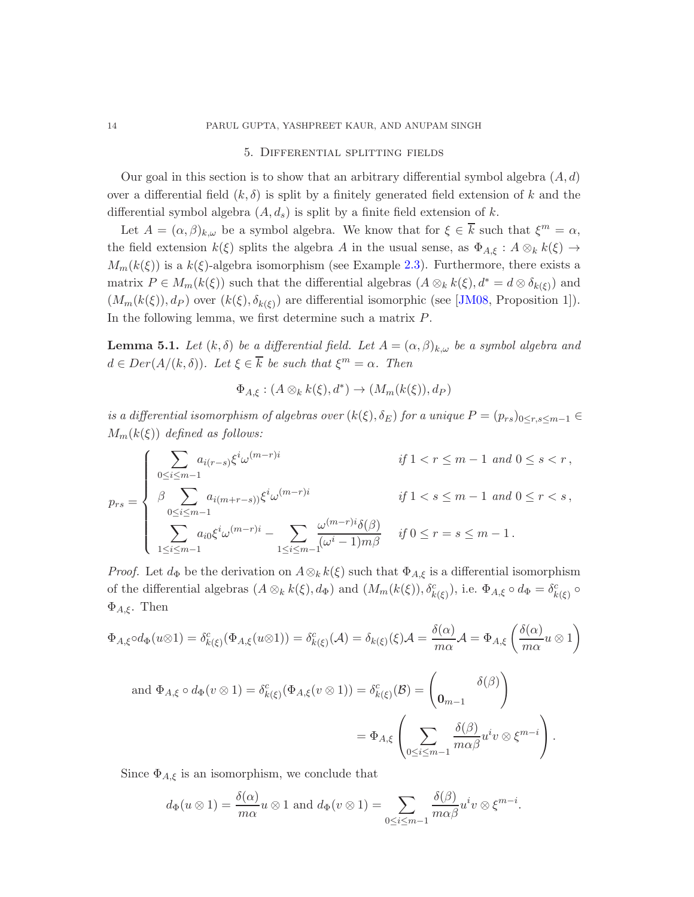## 5. Differential splitting fields

Our goal in this section is to show that an arbitrary differential symbol algebra $(A, d)$ over a differential field $(k, \delta)$ is split by a finitely generated field extension of $k$ and the differential symbol algebra $(A, d_s)$ is split by a finite field extension of $k$.

Let $A = (\alpha, \beta)_{k,\omega}$ be a symbol algebra. We know that for $\xi \in \overline{k}$ such that $\xi^m = \alpha$, the field extension $k(\xi)$ splits the algebra $A$ in the usual sense, as $\Phi_{A,\xi} : A \otimes_k k(\xi) \to M_m(k(\xi))$ is a $k(\xi)$-algebra isomorphism (see Example 2.3). Furthermore, there exists a matrix $P \in M_m(k(\xi))$ such that the differential algebras $(A \otimes_k k(\xi), d^* = d \otimes \delta_{k(\xi)})$ and $(M_m(k(\xi)), d_P)$ over $(k(\xi), \delta_{k(\xi)})$ are differential isomorphic (see [JM08, Proposition 1]). In the following lemma, we first determine such a matrix $P$.

**Lemma 5.1.** *Let $(k, \delta)$ be a differential field. Let $A = (\alpha, \beta)_{k,\omega}$ be a symbol algebra and $d \in Der(A/(k, \delta))$. Let $\xi \in \overline{k}$ be such that $\xi^m = \alpha$. Then*

$$\Phi_{A,\xi} : (A \otimes_k k(\xi), d^*) \to (M_m(k(\xi)), d_P)$$

*is a differential isomorphism of algebras over $(k(\xi), \delta_E)$ for a unique $P = (p_{rs})_{0 \le r,s \le m-1} \in M_m(k(\xi))$ defined as follows:*

$$p_{rs} = \begin{cases} \displaystyle\sum_{0 \le i \le m-1} a_{i(r-s)} \xi^i \omega^{(m-r)i} & \text{if } 1 < r \le m-1 \text{ and } 0 \le s < r\,, \\ \displaystyle\beta \sum_{0 \le i \le m-1} a_{i(m+r-s))} \xi^i \omega^{(m-r)i} & \text{if } 1 < s \le m-1 \text{ and } 0 \le r < s\,, \\ \displaystyle\sum_{1 \le i \le m-1} a_{i0} \xi^i \omega^{(m-r)i} - \sum_{1 \le i \le m-1} \frac{\omega^{(m-r)i} \delta(\beta)}{(\omega^i - 1) m \beta} & \text{if } 0 \le r = s \le m-1\,. \end{cases}$$

*Proof.* Let $d_\Phi$ be the derivation on $A \otimes_k k(\xi)$ such that $\Phi_{A,\xi}$ is a differential isomorphism of the differential algebras $(A \otimes_k k(\xi), d_\Phi)$ and $(M_m(k(\xi)), \delta^c_{k(\xi)})$, i.e. $\Phi_{A,\xi} \circ d_\Phi = \delta^c_{k(\xi)} \circ \Phi_{A,\xi}$. Then

$$\Phi_{A,\xi} \circ d_\Phi(u \otimes 1) = \delta^c_{k(\xi)}(\Phi_{A,\xi}(u \otimes 1)) = \delta^c_{k(\xi)}(\mathcal{A}) = \delta_{k(\xi)}(\xi)\mathcal{A} = \frac{\delta(\alpha)}{m\alpha}\mathcal{A} = \Phi_{A,\xi}\left(\frac{\delta(\alpha)}{m\alpha} u \otimes 1\right)$$

$$\text{and } \Phi_{A,\xi} \circ d_\Phi(v \otimes 1) = \delta^c_{k(\xi)}(\Phi_{A,\xi}(v \otimes 1)) = \delta^c_{k(\xi)}(\mathcal{B}) = \begin{pmatrix} & \delta(\beta) \\ \mathbf{0}_{m-1} & \end{pmatrix}$$

$$= \Phi_{A,\xi}\left(\sum_{0 \le i \le m-1} \frac{\delta(\beta)}{m\alpha\beta} u^i v \otimes \xi^{m-i}\right).$$

Since $\Phi_{A,\xi}$ is an isomorphism, we conclude that

$$d_\Phi(u \otimes 1) = \frac{\delta(\alpha)}{m\alpha} u \otimes 1 \text{ and } d_\Phi(v \otimes 1) = \sum_{0 \le i \le m-1} \frac{\delta(\beta)}{m\alpha\beta} u^i v \otimes \xi^{m-i}.$$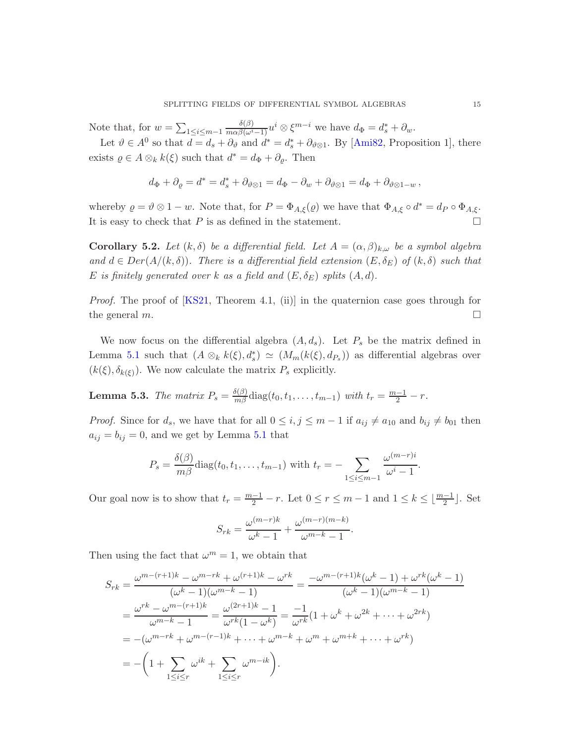Note that, for $w = \sum_{1\leq i\leq m-1} \frac{\delta(\beta)}{m\alpha\beta(\omega^i-1)} u^i \otimes \xi^{m-i}$ we have $d_\Phi = d_s^* + \partial_w$.

Let $\vartheta \in A^0$ so that $d = d_s + \partial_\vartheta$ and $d^* = d_s^* + \partial_{\vartheta\otimes 1}$. By [Ami82, Proposition 1], there exists $\varrho \in A \otimes_k k(\xi)$ such that $d^* = d_\Phi + \partial_\varrho$. Then

$$d_\Phi + \partial_\varrho = d^* = d_s^* + \partial_{\vartheta\otimes 1} = d_\Phi - \partial_w + \partial_{\vartheta\otimes 1} = d_\Phi + \partial_{\vartheta\otimes 1 - w}\,,$$

whereby $\varrho = \vartheta \otimes 1 - w$. Note that, for $P = \Phi_{A,\xi}(\varrho)$ we have that $\Phi_{A,\xi} \circ d^* = d_P \circ \Phi_{A,\xi}$. It is easy to check that $P$ is as defined in the statement. □

**Corollary 5.2.** *Let $(k, \delta)$ be a differential field. Let $A = (\alpha, \beta)_{k,\omega}$ be a symbol algebra and $d \in Der(A/(k, \delta))$. There is a differential field extension $(E, \delta_E)$ of $(k, \delta)$ such that $E$ is finitely generated over $k$ as a field and $(E, \delta_E)$ splits $(A, d)$.*

*Proof.* The proof of [KS21, Theorem 4.1, (ii)] in the quaternion case goes through for the general $m$. □

We now focus on the differential algebra $(A, d_s)$. Let $P_s$ be the matrix defined in Lemma 5.1 such that $(A \otimes_k k(\xi), d_s^*) \simeq (M_m(k(\xi), d_{P_s}))$ as differential algebras over $(k(\xi), \delta_{k(\xi)})$. We now calculate the matrix $P_s$ explicitly.

**Lemma 5.3.** *The matrix $P_s = \frac{\delta(\beta)}{m\beta}\mathrm{diag}(t_0, t_1, \ldots, t_{m-1})$ with $t_r = \frac{m-1}{2} - r$.*

*Proof.* Since for $d_s$, we have that for all $0 \leq i, j \leq m-1$ if $a_{ij} \neq a_{10}$ and $b_{ij} \neq b_{01}$ then $a_{ij} = b_{ij} = 0$, and we get by Lemma 5.1 that

$$P_s = \frac{\delta(\beta)}{m\beta}\mathrm{diag}(t_0, t_1, \ldots, t_{m-1}) \text{ with } t_r = -\sum_{1\leq i\leq m-1} \frac{\omega^{(m-r)i}}{\omega^i - 1}.$$

Our goal now is to show that $t_r = \frac{m-1}{2} - r$. Let $0 \leq r \leq m-1$ and $1 \leq k \leq \lfloor \frac{m-1}{2} \rfloor$. Set

$$S_{rk} = \frac{\omega^{(m-r)k}}{\omega^k - 1} + \frac{\omega^{(m-r)(m-k)}}{\omega^{m-k} - 1}.$$

Then using the fact that $\omega^m = 1$, we obtain that

$$\begin{aligned}
S_{rk} &= \frac{\omega^{m-(r+1)k} - \omega^{m-rk} + \omega^{(r+1)k} - \omega^{rk}}{(\omega^k - 1)(\omega^{m-k} - 1)} = \frac{-\omega^{m-(r+1)k}(\omega^k - 1) + \omega^{rk}(\omega^k - 1)}{(\omega^k - 1)(\omega^{m-k} - 1)} \\
&= \frac{\omega^{rk} - \omega^{m-(r+1)k}}{\omega^{m-k} - 1} = \frac{\omega^{(2r+1)k} - 1}{\omega^{rk}(1 - \omega^k)} = \frac{-1}{\omega^{rk}}(1 + \omega^k + \omega^{2k} + \cdots + \omega^{2rk}) \\
&= -(\omega^{m-rk} + \omega^{m-(r-1)k} + \cdots + \omega^{m-k} + \omega^m + \omega^{m+k} + \cdots + \omega^{rk}) \\
&= -\left(1 + \sum_{1\leq i\leq r} \omega^{ik} + \sum_{1\leq i\leq r} \omega^{m-ik}\right).
\end{aligned}$$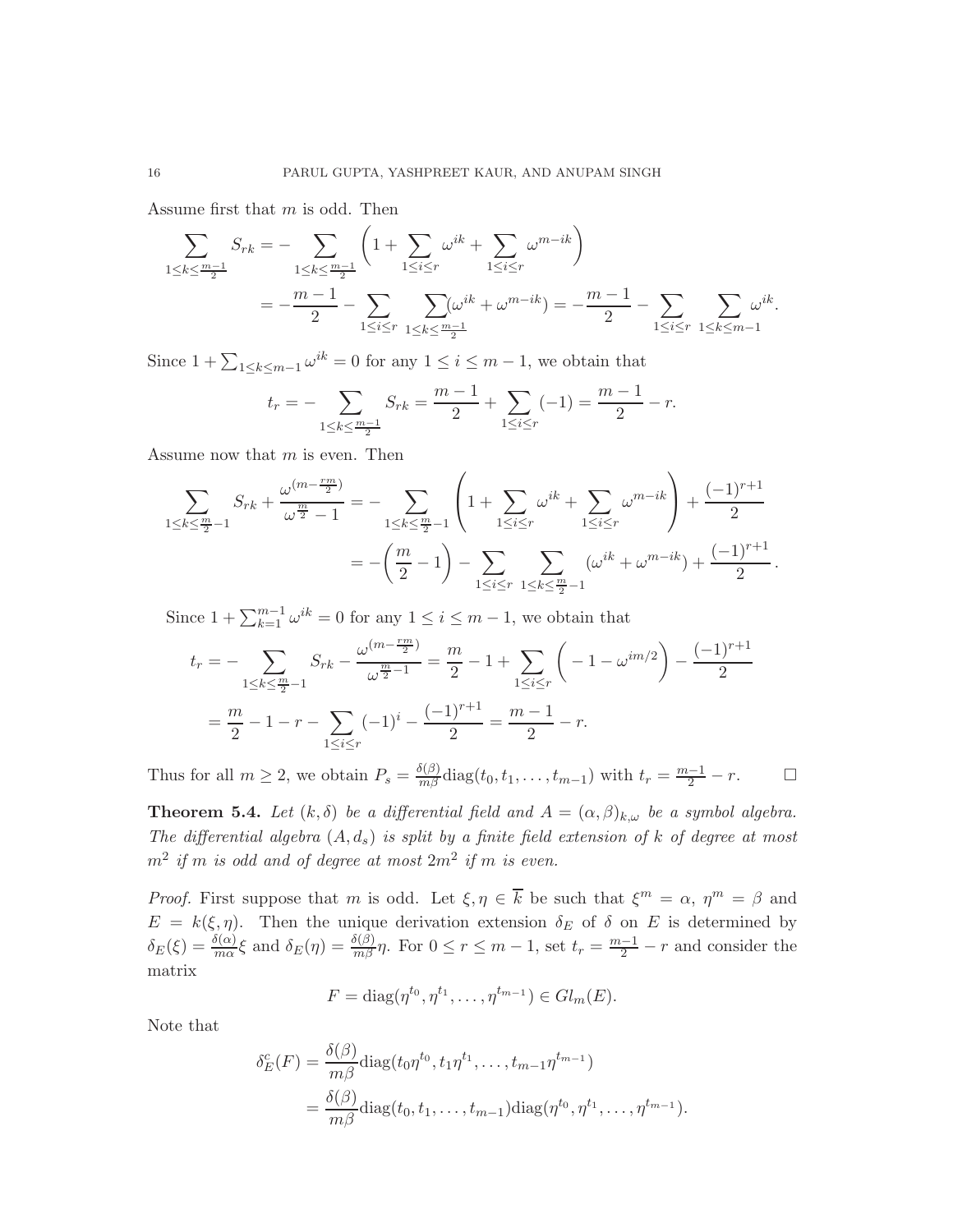Assume first that $m$ is odd. Then

$$\sum_{1\leq k\leq \frac{m-1}{2}} S_{rk} = -\sum_{1\leq k\leq \frac{m-1}{2}} \left(1 + \sum_{1\leq i\leq r} \omega^{ik} + \sum_{1\leq i\leq r} \omega^{m-ik}\right)$$
$$= -\frac{m-1}{2} - \sum_{1\leq i\leq r}\ \sum_{1\leq k\leq \frac{m-1}{2}} (\omega^{ik} + \omega^{m-ik}) = -\frac{m-1}{2} - \sum_{1\leq i\leq r}\ \sum_{1\leq k\leq m-1} \omega^{ik}.$$

Since $1 + \sum_{1\leq k\leq m-1} \omega^{ik} = 0$ for any $1 \leq i \leq m-1$, we obtain that

$$t_r = -\sum_{1\leq k\leq \frac{m-1}{2}} S_{rk} = \frac{m-1}{2} + \sum_{1\leq i\leq r} (-1) = \frac{m-1}{2} - r.$$

Assume now that $m$ is even. Then

$$\sum_{1\leq k\leq \frac{m}{2}-1} S_{rk} + \frac{\omega^{(m-\frac{rm}{2})}}{\omega^{\frac{m}{2}}-1} = -\sum_{1\leq k\leq \frac{m}{2}-1} \left(1 + \sum_{1\leq i\leq r} \omega^{ik} + \sum_{1\leq i\leq r} \omega^{m-ik}\right) + \frac{(-1)^{r+1}}{2}$$
$$= -\left(\frac{m}{2} - 1\right) - \sum_{1\leq i\leq r}\ \sum_{1\leq k\leq \frac{m}{2}-1} (\omega^{ik} + \omega^{m-ik}) + \frac{(-1)^{r+1}}{2}.$$

Since $1 + \sum_{k=1}^{m-1} \omega^{ik} = 0$ for any $1 \leq i \leq m-1$, we obtain that

$$t_r = -\sum_{1\leq k\leq \frac{m}{2}-1} S_{rk} - \frac{\omega^{(m-\frac{rm}{2})}}{\omega^{\frac{m}{2}-1}} = \frac{m}{2} - 1 + \sum_{1\leq i\leq r}\left(-1 - \omega^{im/2}\right) - \frac{(-1)^{r+1}}{2}$$
$$= \frac{m}{2} - 1 - r - \sum_{1\leq i\leq r} (-1)^i - \frac{(-1)^{r+1}}{2} = \frac{m-1}{2} - r.$$

Thus for all $m \geq 2$, we obtain $P_s = \frac{\delta(\beta)}{m\beta}\mathrm{diag}(t_0, t_1, \ldots, t_{m-1})$ with $t_r = \frac{m-1}{2} - r$. $\square$

**Theorem 5.4.** *Let $(k, \delta)$ be a differential field and $A = (\alpha, \beta)_{k,\omega}$ be a symbol algebra. The differential algebra $(A, d_s)$ is split by a finite field extension of $k$ of degree at most $m^2$ if $m$ is odd and of degree at most $2m^2$ if $m$ is even.*

*Proof.* First suppose that $m$ is odd. Let $\xi, \eta \in \overline{k}$ be such that $\xi^m = \alpha$, $\eta^m = \beta$ and $E = k(\xi, \eta)$. Then the unique derivation extension $\delta_E$ of $\delta$ on $E$ is determined by $\delta_E(\xi) = \frac{\delta(\alpha)}{m\alpha}\xi$ and $\delta_E(\eta) = \frac{\delta(\beta)}{m\beta}\eta$. For $0 \leq r \leq m-1$, set $t_r = \frac{m-1}{2} - r$ and consider the matrix

$$F = \mathrm{diag}(\eta^{t_0}, \eta^{t_1}, \ldots, \eta^{t_{m-1}}) \in Gl_m(E).$$

Note that

$$\delta_E^c(F) = \frac{\delta(\beta)}{m\beta}\mathrm{diag}(t_0\eta^{t_0}, t_1\eta^{t_1}, \ldots, t_{m-1}\eta^{t_{m-1}})$$
$$= \frac{\delta(\beta)}{m\beta}\mathrm{diag}(t_0, t_1, \ldots, t_{m-1})\mathrm{diag}(\eta^{t_0}, \eta^{t_1}, \ldots, \eta^{t_{m-1}}).$$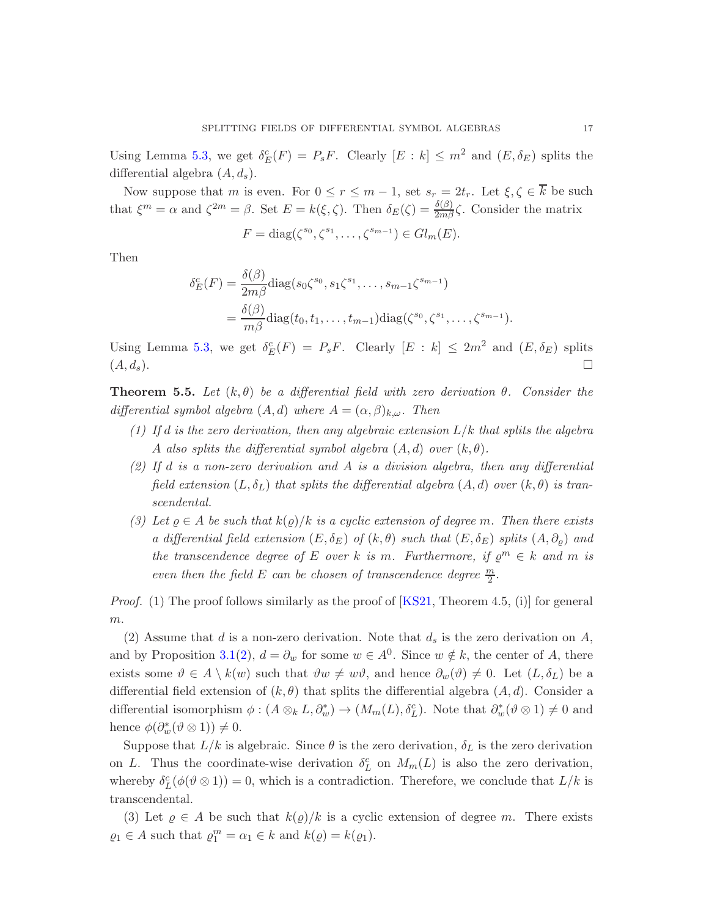Using Lemma 5.3, we get $\delta_E^c(F) = P_s F$. Clearly $[E : k] \le m^2$ and $(E, \delta_E)$ splits the differential algebra $(A, d_s)$.

Now suppose that $m$ is even. For $0 \le r \le m-1$, set $s_r = 2t_r$. Let $\xi, \zeta \in \overline{k}$ be such that $\xi^m = \alpha$ and $\zeta^{2m} = \beta$. Set $E = k(\xi, \zeta)$. Then $\delta_E(\zeta) = \frac{\delta(\beta)}{2m\beta}\zeta$. Consider the matrix

$$F = \mathrm{diag}(\zeta^{s_0}, \zeta^{s_1}, \ldots, \zeta^{s_{m-1}}) \in Gl_m(E).$$

Then

$$\begin{aligned}
\delta_E^c(F) &= \frac{\delta(\beta)}{2m\beta}\mathrm{diag}(s_0\zeta^{s_0}, s_1\zeta^{s_1}, \ldots, s_{m-1}\zeta^{s_{m-1}}) \\
&= \frac{\delta(\beta)}{m\beta}\mathrm{diag}(t_0, t_1, \ldots, t_{m-1})\mathrm{diag}(\zeta^{s_0}, \zeta^{s_1}, \ldots, \zeta^{s_{m-1}}).
\end{aligned}$$

Using Lemma 5.3, we get $\delta_E^c(F) = P_s F$. Clearly $[E : k] \le 2m^2$ and $(E, \delta_E)$ splits $(A, d_s)$. $\square$

**Theorem 5.5.** *Let $(k, \theta)$ be a differential field with zero derivation $\theta$. Consider the differential symbol algebra $(A, d)$ where $A = (\alpha, \beta)_{k,\omega}$. Then*

1. *If $d$ is the zero derivation, then any algebraic extension $L/k$ that splits the algebra $A$ also splits the differential symbol algebra $(A, d)$ over $(k, \theta)$.*
2. *If $d$ is a non-zero derivation and $A$ is a division algebra, then any differential field extension $(L, \delta_L)$ that splits the differential algebra $(A, d)$ over $(k, \theta)$ is transcendental.*
3. *Let $\varrho \in A$ be such that $k(\varrho)/k$ is a cyclic extension of degree $m$. Then there exists a differential field extension $(E, \delta_E)$ of $(k, \theta)$ such that $(E, \delta_E)$ splits $(A, \partial_\varrho)$ and the transcendence degree of $E$ over $k$ is $m$. Furthermore, if $\varrho^m \in k$ and $m$ is even then the field $E$ can be chosen of transcendence degree $\frac{m}{2}$.*

*Proof.* (1) The proof follows similarly as the proof of [KS21, Theorem 4.5, (i)] for general $m$.

(2) Assume that $d$ is a non-zero derivation. Note that $d_s$ is the zero derivation on $A$, and by Proposition 3.1(2), $d = \partial_w$ for some $w \in A^0$. Since $w \notin k$, the center of $A$, there exists some $\vartheta \in A \setminus k(w)$ such that $\vartheta w \neq w\vartheta$, and hence $\partial_w(\vartheta) \neq 0$. Let $(L, \delta_L)$ be a differential field extension of $(k, \theta)$ that splits the differential algebra $(A, d)$. Consider a differential isomorphism $\phi : (A \otimes_k L, \partial_w^*) \to (M_m(L), \delta_L^c)$. Note that $\partial_w^*(\vartheta \otimes 1) \neq 0$ and hence $\phi(\partial_w^*(\vartheta \otimes 1)) \neq 0$.

Suppose that $L/k$ is algebraic. Since $\theta$ is the zero derivation, $\delta_L$ is the zero derivation on $L$. Thus the coordinate-wise derivation $\delta_L^c$ on $M_m(L)$ is also the zero derivation, whereby $\delta_L^c(\phi(\vartheta \otimes 1)) = 0$, which is a contradiction. Therefore, we conclude that $L/k$ is transcendental.

(3) Let $\varrho \in A$ be such that $k(\varrho)/k$ is a cyclic extension of degree $m$. There exists $\varrho_1 \in A$ such that $\varrho_1^m = \alpha_1 \in k$ and $k(\varrho) = k(\varrho_1)$.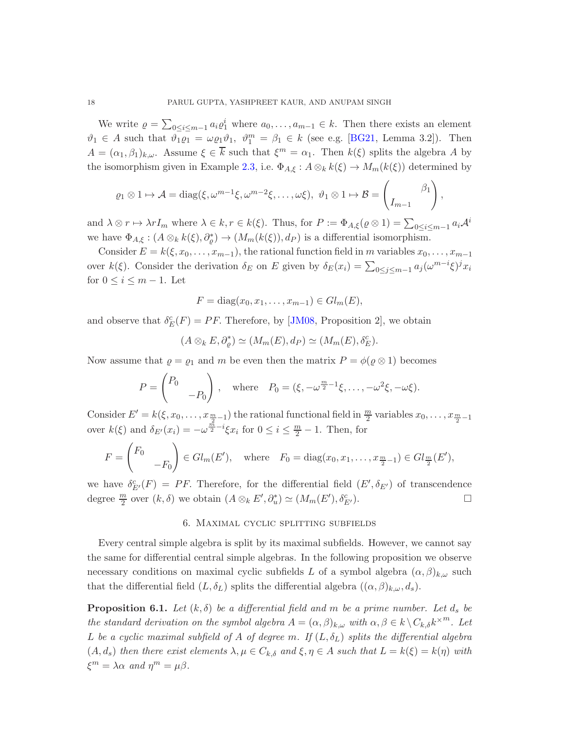We write $\varrho = \sum_{0\leq i\leq m-1} a_i \varrho_1^i$ where $a_0, \ldots, a_{m-1} \in k$. Then there exists an element $\vartheta_1 \in A$ such that $\vartheta_1\varrho_1 = \omega\varrho_1\vartheta_1$, $\vartheta_1^m = \beta_1 \in k$ (see e.g. [BG21, Lemma 3.2]). Then $A = (\alpha_1, \beta_1)_{k,\omega}$. Assume $\xi \in \overline{k}$ such that $\xi^m = \alpha_1$. Then $k(\xi)$ splits the algebra $A$ by the isomorphism given in Example 2.3, i.e. $\Phi_{A,\xi} : A \otimes_k k(\xi) \to M_m(k(\xi))$ determined by

$$\varrho_1 \otimes 1 \mapsto \mathcal{A} = \operatorname{diag}(\xi, \omega^{m-1}\xi, \omega^{m-2}\xi, \ldots, \omega\xi),\ \vartheta_1 \otimes 1 \mapsto \mathcal{B} = \begin{pmatrix} & \beta_1 \\ I_{m-1} & \end{pmatrix},$$

and $\lambda \otimes r \mapsto \lambda r I_m$ where $\lambda \in k, r \in k(\xi)$. Thus, for $P := \Phi_{A,\xi}(\varrho \otimes 1) = \sum_{0\leq i\leq m-1} a_i \mathcal{A}^i$ we have $\Phi_{A,\xi} : (A \otimes_k k(\xi), \partial_\varrho^*) \to (M_m(k(\xi)), d_P)$ is a differential isomorphism.

Consider $E = k(\xi, x_0, \ldots, x_{m-1})$, the rational function field in $m$ variables $x_0, \ldots, x_{m-1}$ over $k(\xi)$. Consider the derivation $\delta_E$ on $E$ given by $\delta_E(x_i) = \sum_{0\leq j\leq m-1} a_j(\omega^{m-i}\xi)^j x_i$ for $0 \leq i \leq m-1$. Let

$$F = \operatorname{diag}(x_0, x_1, \ldots, x_{m-1}) \in Gl_m(E),$$

and observe that $\delta_E^c(F) = PF$. Therefore, by [JM08, Proposition 2], we obtain

$$(A \otimes_k E, \partial_\varrho^*) \simeq (M_m(E), d_P) \simeq (M_m(E), \delta_E^c).$$

Now assume that $\varrho = \varrho_1$ and $m$ be even then the matrix $P = \phi(\varrho \otimes 1)$ becomes

$$P = \begin{pmatrix} P_0 & \\ & -P_0 \end{pmatrix}, \quad \text{where} \quad P_0 = (\xi, -\omega^{\frac{m}{2}-1}\xi, \ldots, -\omega^2\xi, -\omega\xi).$$

Consider $E' = k(\xi, x_0, \ldots, x_{\frac{m}{2}-1})$ the rational functional field in $\frac{m}{2}$ variables $x_0, \ldots, x_{\frac{m}{2}-1}$ over $k(\xi)$ and $\delta_{E'}(x_i) = -\omega^{\frac{m}{2}-i}\xi x_i$ for $0 \leq i \leq \frac{m}{2} - 1$. Then, for

$$F = \begin{pmatrix} F_0 & \\ & -F_0 \end{pmatrix} \in Gl_m(E'), \quad \text{where} \quad F_0 = \operatorname{diag}(x_0, x_1, \ldots, x_{\frac{m}{2}-1}) \in Gl_{\frac{m}{2}}(E'),$$

we have $\delta_{E'}^c(F) = PF$. Therefore, for the differential field $(E', \delta_{E'})$ of transcendence degree $\frac{m}{2}$ over $(k, \delta)$ we obtain $(A \otimes_k E', \partial_u^*) \simeq (M_m(E'), \delta_{E'}^c)$. □

## 6. Maximal cyclic splitting subfields

Every central simple algebra is split by its maximal subfields. However, we cannot say the same for differential central simple algebras. In the following proposition we observe necessary conditions on maximal cyclic subfields $L$ of a symbol algebra $(\alpha, \beta)_{k,\omega}$ such that the differential field $(L, \delta_L)$ splits the differential algebra $((\alpha, \beta)_{k,\omega}, d_s)$.

**Proposition 6.1.** *Let $(k, \delta)$ be a differential field and $m$ be a prime number. Let $d_s$ be the standard derivation on the symbol algebra $A = (\alpha, \beta)_{k,\omega}$ with $\alpha, \beta \in k \setminus C_{k,\delta}k^{\times m}$. Let $L$ be a cyclic maximal subfield of $A$ of degree $m$. If $(L, \delta_L)$ splits the differential algebra $(A, d_s)$ then there exist elements $\lambda, \mu \in C_{k,\delta}$ and $\xi, \eta \in A$ such that $L = k(\xi) = k(\eta)$ with $\xi^m = \lambda\alpha$ and $\eta^m = \mu\beta$.*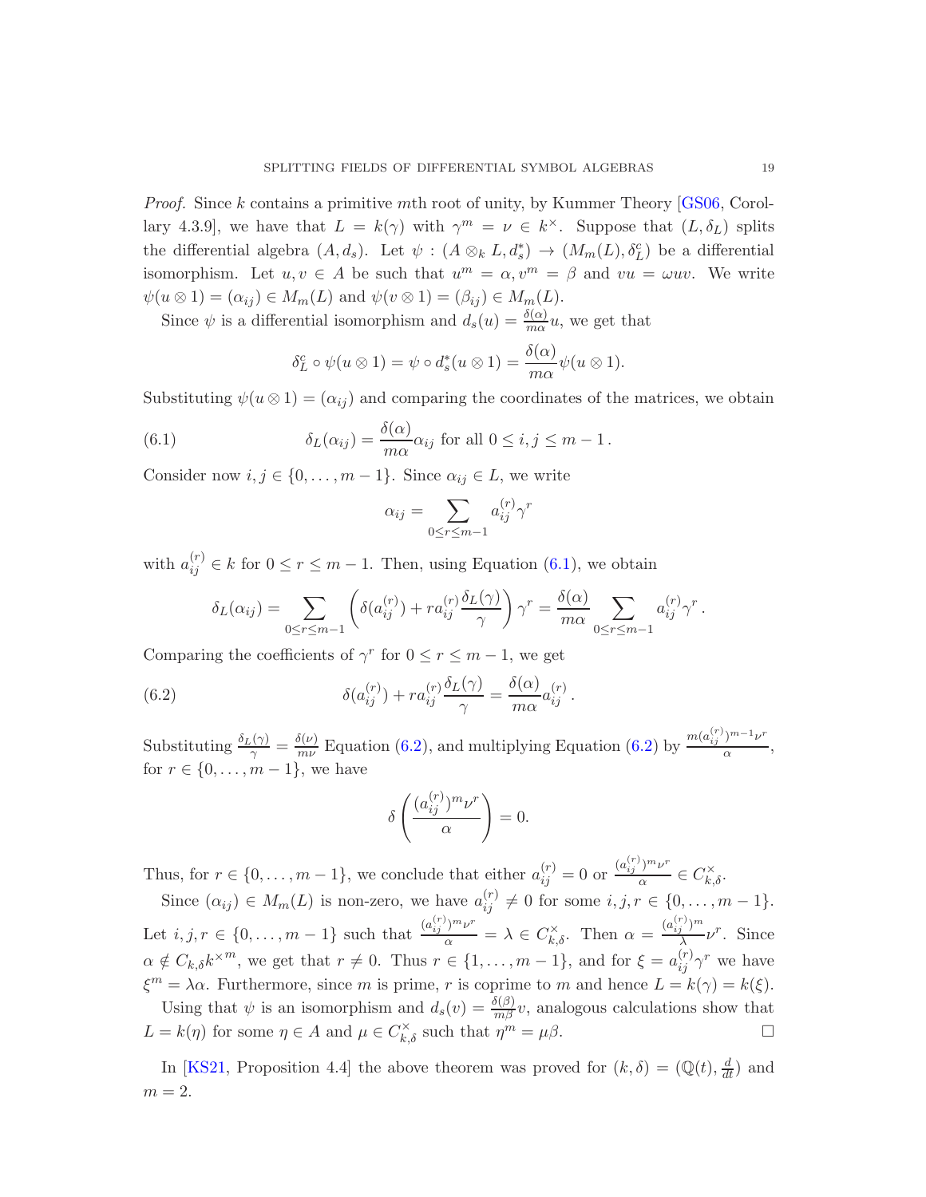*Proof.* Since $k$ contains a primitive $m$th root of unity, by Kummer Theory [GS06, Corollary 4.3.9], we have that $L = k(\gamma)$ with $\gamma^m = \nu \in k^\times$. Suppose that $(L, \delta_L)$ splits the differential algebra $(A, d_s)$. Let $\psi : (A \otimes_k L, d_s^*) \to (M_m(L), \delta_L^c)$ be a differential isomorphism. Let $u, v \in A$ be such that $u^m = \alpha, v^m = \beta$ and $vu = \omega uv$. We write $\psi(u \otimes 1) = (\alpha_{ij}) \in M_m(L)$ and $\psi(v \otimes 1) = (\beta_{ij}) \in M_m(L)$.

Since $\psi$ is a differential isomorphism and $d_s(u) = \frac{\delta(\alpha)}{m\alpha} u$, we get that

$$\delta_L^c \circ \psi(u \otimes 1) = \psi \circ d_s^*(u \otimes 1) = \frac{\delta(\alpha)}{m\alpha} \psi(u \otimes 1).$$

Substituting $\psi(u \otimes 1) = (\alpha_{ij})$ and comparing the coordinates of the matrices, we obtain

$$\delta_L(\alpha_{ij}) = \frac{\delta(\alpha)}{m\alpha} \alpha_{ij} \text{ for all } 0 \leq i, j \leq m-1\,. \tag{6.1}$$

Consider now $i, j \in \{0, \ldots, m-1\}$. Since $\alpha_{ij} \in L$, we write

$$\alpha_{ij} = \sum_{0 \leq r \leq m-1} a_{ij}^{(r)} \gamma^r$$

with $a_{ij}^{(r)} \in k$ for $0 \leq r \leq m-1$. Then, using Equation (6.1), we obtain

$$\delta_L(\alpha_{ij}) = \sum_{0 \leq r \leq m-1} \left( \delta(a_{ij}^{(r)}) + r a_{ij}^{(r)} \frac{\delta_L(\gamma)}{\gamma} \right) \gamma^r = \frac{\delta(\alpha)}{m\alpha} \sum_{0 \leq r \leq m-1} a_{ij}^{(r)} \gamma^r\,.$$

Comparing the coefficients of $\gamma^r$ for $0 \leq r \leq m-1$, we get

$$\delta(a_{ij}^{(r)}) + r a_{ij}^{(r)} \frac{\delta_L(\gamma)}{\gamma} = \frac{\delta(\alpha)}{m\alpha} a_{ij}^{(r)}\,. \tag{6.2}$$

Substituting $\frac{\delta_L(\gamma)}{\gamma} = \frac{\delta(\nu)}{m\nu}$ Equation (6.2), and multiplying Equation (6.2) by $\frac{m(a_{ij}^{(r)})^{m-1}\nu^r}{\alpha}$, for $r \in \{0, \ldots, m-1\}$, we have

$$\delta\left( \frac{(a_{ij}^{(r)})^m \nu^r}{\alpha} \right) = 0.$$

Thus, for $r \in \{0, \ldots, m-1\}$, we conclude that either $a_{ij}^{(r)} = 0$ or $\frac{(a_{ij}^{(r)})^m \nu^r}{\alpha} \in C_{k,\delta}^\times$.

Since $(\alpha_{ij}) \in M_m(L)$ is non-zero, we have $a_{ij}^{(r)} \neq 0$ for some $i, j, r \in \{0, \ldots, m-1\}$. Let $i, j, r \in \{0, \ldots, m-1\}$ such that $\frac{(a_{ij}^{(r)})^m \nu^r}{\alpha} = \lambda \in C_{k,\delta}^\times$. Then $\alpha = \frac{(a_{ij}^{(r)})^m}{\lambda} \nu^r$. Since $\alpha \notin C_{k,\delta} k^{\times m}$, we get that $r \neq 0$. Thus $r \in \{1, \ldots, m-1\}$, and for $\xi = a_{ij}^{(r)} \gamma^r$ we have $\xi^m = \lambda\alpha$. Furthermore, since $m$ is prime, $r$ is coprime to $m$ and hence $L = k(\gamma) = k(\xi)$.

Using that $\psi$ is an isomorphism and $d_s(v) = \frac{\delta(\beta)}{m\beta} v$, analogous calculations show that $L = k(\eta)$ for some $\eta \in A$ and $\mu \in C_{k,\delta}^\times$ such that $\eta^m = \mu\beta$. $\square$

In [KS21, Proposition 4.4] the above theorem was proved for $(k, \delta) = (\mathbb{Q}(t), \frac{d}{dt})$ and $m = 2$.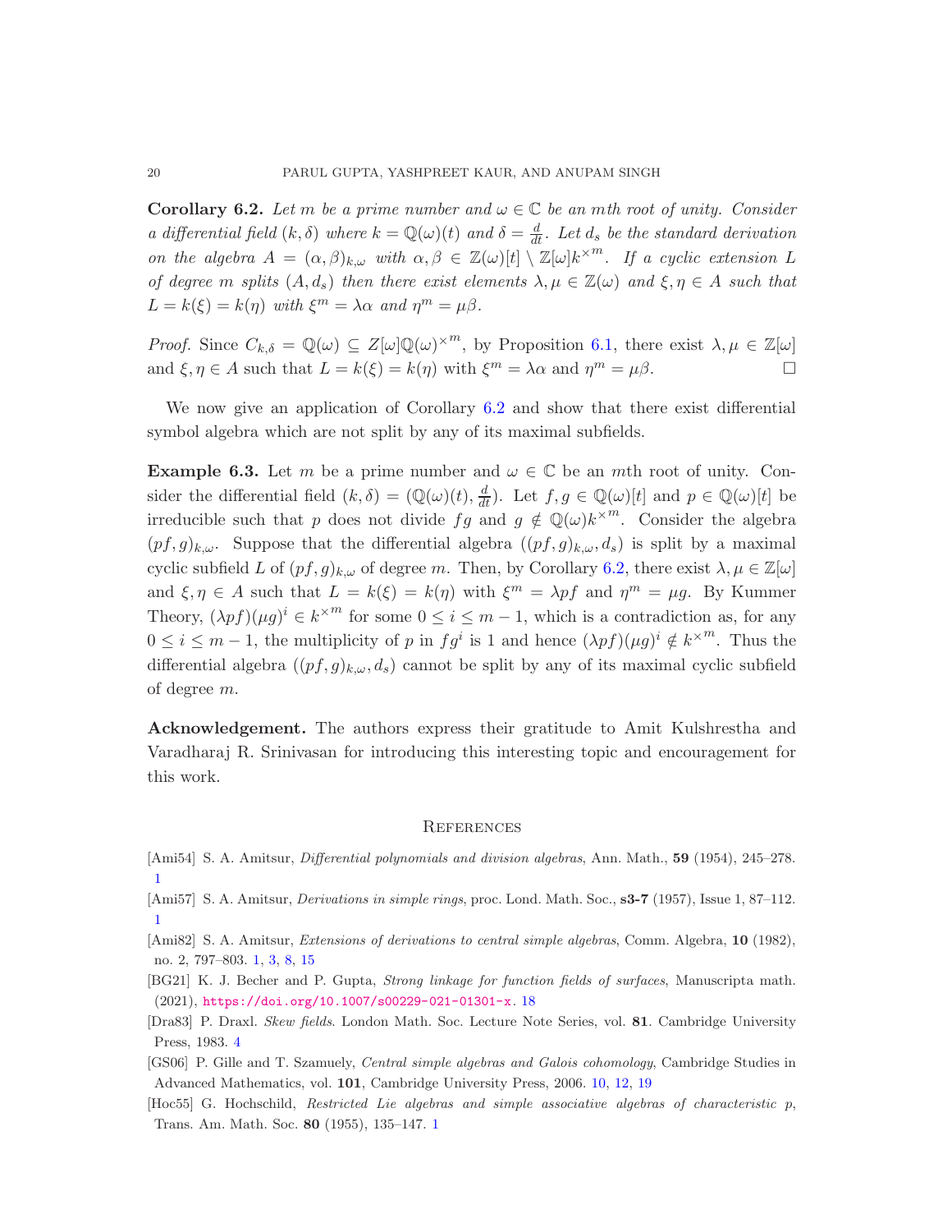**Corollary 6.2.** *Let $m$ be a prime number and $\omega \in \mathbb{C}$ be an $m$th root of unity. Consider a differential field $(k, \delta)$ where $k = \mathbb{Q}(\omega)(t)$ and $\delta = \frac{d}{dt}$. Let $d_s$ be the standard derivation on the algebra $A = (\alpha, \beta)_{k,\omega}$ with $\alpha, \beta \in \mathbb{Z}(\omega)[t] \setminus \mathbb{Z}[\omega]k^{\times m}$. If a cyclic extension $L$ of degree $m$ splits $(A, d_s)$ then there exist elements $\lambda, \mu \in \mathbb{Z}(\omega)$ and $\xi, \eta \in A$ such that $L = k(\xi) = k(\eta)$ with $\xi^m = \lambda\alpha$ and $\eta^m = \mu\beta$.*

*Proof.* Since $C_{k,\delta} = \mathbb{Q}(\omega) \subseteq Z[\omega]\mathbb{Q}(\omega)^{\times m}$, by Proposition 6.1, there exist $\lambda, \mu \in \mathbb{Z}[\omega]$ and $\xi, \eta \in A$ such that $L = k(\xi) = k(\eta)$ with $\xi^m = \lambda\alpha$ and $\eta^m = \mu\beta$. □

We now give an application of Corollary 6.2 and show that there exist differential symbol algebra which are not split by any of its maximal subfields.

**Example 6.3.** Let $m$ be a prime number and $\omega \in \mathbb{C}$ be an $m$th root of unity. Consider the differential field $(k, \delta) = (\mathbb{Q}(\omega)(t), \frac{d}{dt})$. Let $f, g \in \mathbb{Q}(\omega)[t]$ and $p \in \mathbb{Q}(\omega)[t]$ be irreducible such that $p$ does not divide $fg$ and $g \notin \mathbb{Q}(\omega)k^{\times m}$. Consider the algebra $(pf, g)_{k,\omega}$. Suppose that the differential algebra $((pf, g)_{k,\omega}, d_s)$ is split by a maximal cyclic subfield $L$ of $(pf, g)_{k,\omega}$ of degree $m$. Then, by Corollary 6.2, there exist $\lambda, \mu \in \mathbb{Z}[\omega]$ and $\xi, \eta \in A$ such that $L = k(\xi) = k(\eta)$ with $\xi^m = \lambda pf$ and $\eta^m = \mu g$. By Kummer Theory, $(\lambda pf)(\mu g)^i \in k^{\times m}$ for some $0 \le i \le m-1$, which is a contradiction as, for any $0 \le i \le m-1$, the multiplicity of $p$ in $fg^i$ is 1 and hence $(\lambda pf)(\mu g)^i \notin k^{\times m}$. Thus the differential algebra $((pf, g)_{k,\omega}, d_s)$ cannot be split by any of its maximal cyclic subfield of degree $m$.

**Acknowledgement.** The authors express their gratitude to Amit Kulshrestha and Varadharaj R. Srinivasan for introducing this interesting topic and encouragement for this work.

## References

[Ami54] S. A. Amitsur, *Differential polynomials and division algebras*, Ann. Math., **59** (1954), 245–278. 1

[Ami57] S. A. Amitsur, *Derivations in simple rings*, proc. Lond. Math. Soc., **s3-7** (1957), Issue 1, 87–112. 1

[Ami82] S. A. Amitsur, *Extensions of derivations to central simple algebras*, Comm. Algebra, **10** (1982), no. 2, 797–803. 1, 3, 8, 15

[BG21] K. J. Becher and P. Gupta, *Strong linkage for function fields of surfaces*, Manuscripta math. (2021), https://doi.org/10.1007/s00229-021-01301-x. 18

[Dra83] P. Draxl. *Skew fields*. London Math. Soc. Lecture Note Series, vol. **81**. Cambridge University Press, 1983. 4

[GS06] P. Gille and T. Szamuely, *Central simple algebras and Galois cohomology*, Cambridge Studies in Advanced Mathematics, vol. **101**, Cambridge University Press, 2006. 10, 12, 19

[Hoc55] G. Hochschild, *Restricted Lie algebras and simple associative algebras of characteristic p*, Trans. Am. Math. Soc. **80** (1955), 135–147. 1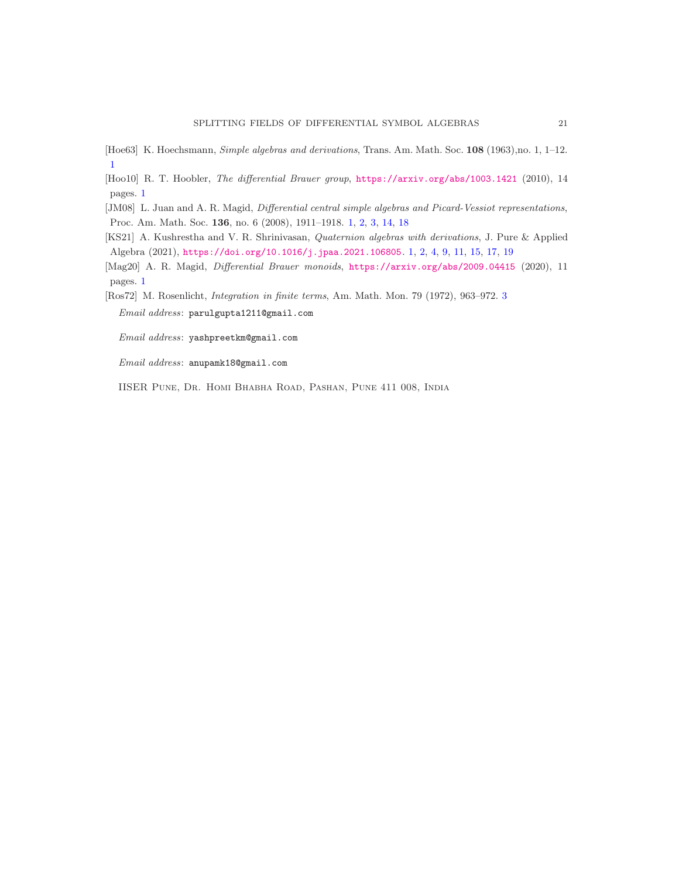[Hoe63] K. Hoechsmann, *Simple algebras and derivations*, Trans. Am. Math. Soc. **108** (1963),no. 1, 1–12. 1

[Hoo10] R. T. Hoobler, *The differential Brauer group*, `https://arxiv.org/abs/1003.1421` (2010), 14 pages. 1

[JM08] L. Juan and A. R. Magid, *Differential central simple algebras and Picard-Vessiot representations*, Proc. Am. Math. Soc. **136**, no. 6 (2008), 1911–1918. 1, 2, 3, 14, 18

[KS21] A. Kushrestha and V. R. Shrinivasan, *Quaternion algebras with derivations*, J. Pure & Applied Algebra (2021), `https://doi.org/10.1016/j.jpaa.2021.106805`. 1, 2, 4, 9, 11, 15, 17, 19

[Mag20] A. R. Magid, *Differential Brauer monoids*, `https://arxiv.org/abs/2009.04415` (2020), 11 pages. 1

[Ros72] M. Rosenlicht, *Integration in finite terms*, Am. Math. Mon. 79 (1972), 963–972. 3

*Email address*: `parulgupta1211@gmail.com`

*Email address*: `yashpreetkm@gmail.com`

*Email address*: `anupamk18@gmail.com`

IISER Pune, Dr. Homi Bhabha Road, Pashan, Pune 411 008, India